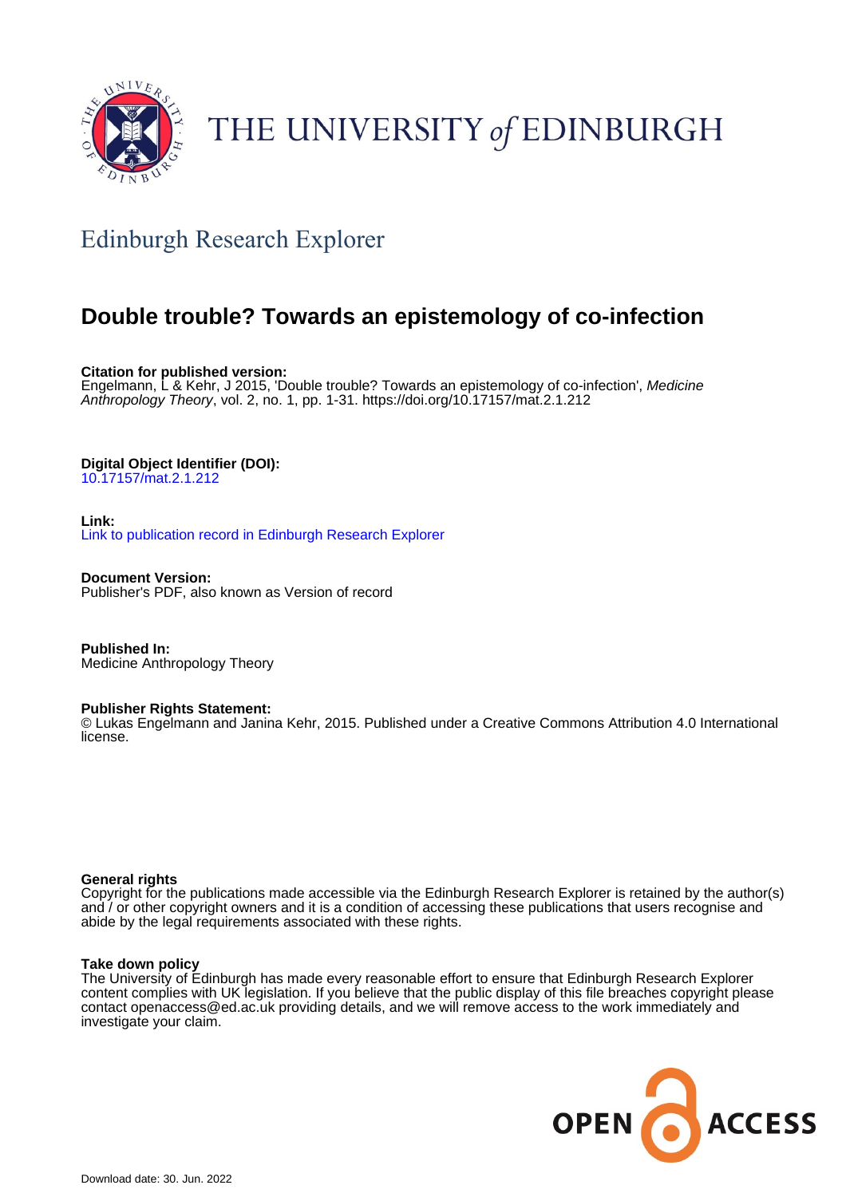# THE UNIVERSITY of EDINBURGH

## Edinburgh Research Explorer

# Double trouble? Towards an epistemology of co-infection

**Citation for published version:**
Engelmann, L & Kehr, J 2015, 'Double trouble? Towards an epistemology of co-infection', *Medicine Anthropology Theory*, vol. 2, no. 1, pp. 1-31. https://doi.org/10.17157/mat.2.1.212

**Digital Object Identifier (DOI):**
10.17157/mat.2.1.212

**Link:**
Link to publication record in Edinburgh Research Explorer

**Document Version:**
Publisher's PDF, also known as Version of record

**Published In:**
Medicine Anthropology Theory

**Publisher Rights Statement:**
© Lukas Engelmann and Janina Kehr, 2015. Published under a Creative Commons Attribution 4.0 International license.

**General rights**
Copyright for the publications made accessible via the Edinburgh Research Explorer is retained by the author(s) and / or other copyright owners and it is a condition of accessing these publications that users recognise and abide by the legal requirements associated with these rights.

**Take down policy**
The University of Edinburgh has made every reasonable effort to ensure that Edinburgh Research Explorer content complies with UK legislation. If you believe that the public display of this file breaches copyright please contact openaccess@ed.ac.uk providing details, and we will remove access to the work immediately and investigate your claim.

OPEN ACCESS

Download date: 30. Jun. 2022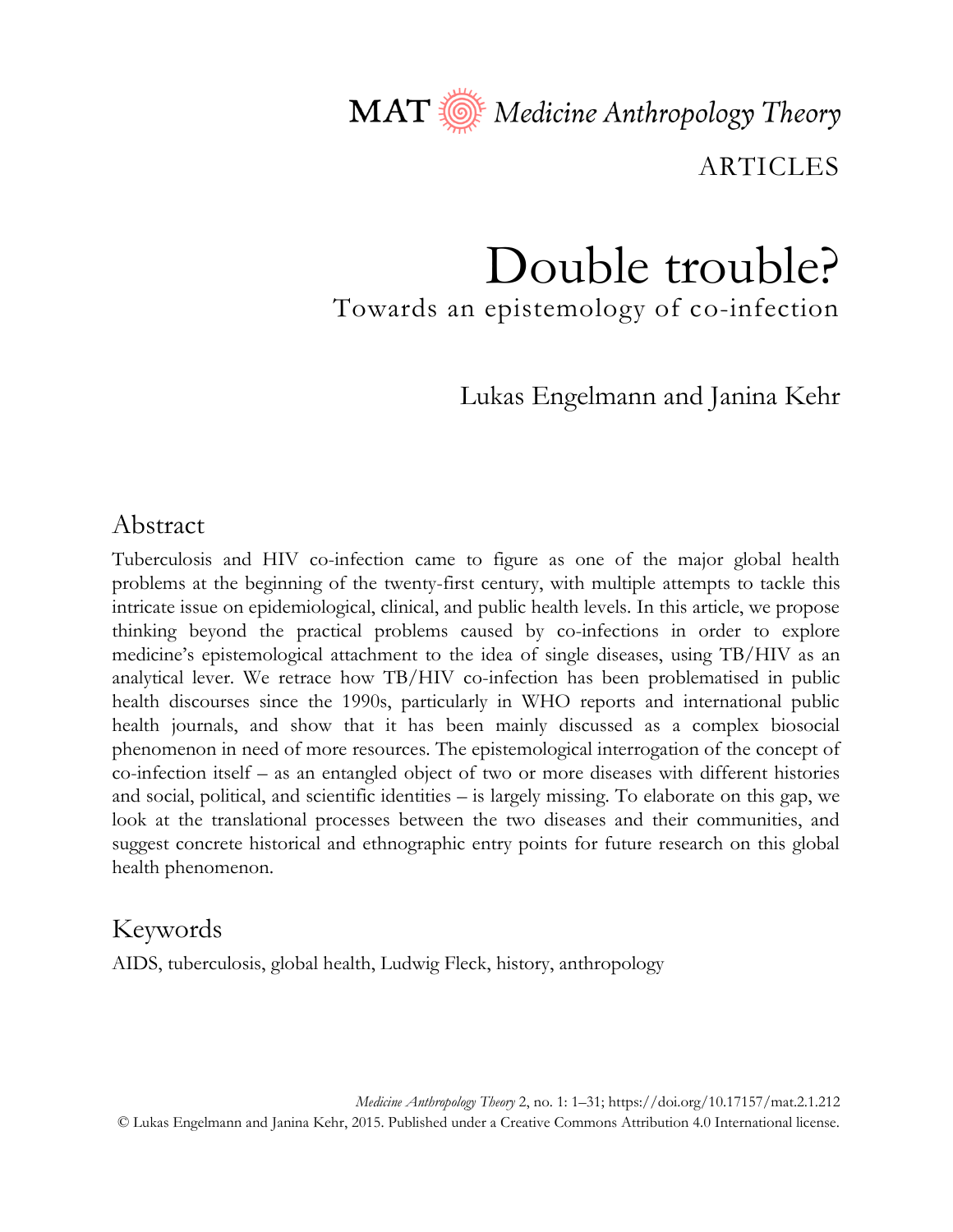ARTICLES

# Double trouble?

## Towards an epistemology of co-infection

Lukas Engelmann and Janina Kehr

## Abstract

Tuberculosis and HIV co-infection came to figure as one of the major global health problems at the beginning of the twenty-first century, with multiple attempts to tackle this intricate issue on epidemiological, clinical, and public health levels. In this article, we propose thinking beyond the practical problems caused by co-infections in order to explore medicine's epistemological attachment to the idea of single diseases, using TB/HIV as an analytical lever. We retrace how TB/HIV co-infection has been problematised in public health discourses since the 1990s, particularly in WHO reports and international public health journals, and show that it has been mainly discussed as a complex biosocial phenomenon in need of more resources. The epistemological interrogation of the concept of co-infection itself – as an entangled object of two or more diseases with different histories and social, political, and scientific identities – is largely missing. To elaborate on this gap, we look at the translational processes between the two diseases and their communities, and suggest concrete historical and ethnographic entry points for future research on this global health phenomenon.

## Keywords

AIDS, tuberculosis, global health, Ludwig Fleck, history, anthropology

*Medicine Anthropology Theory* 2, no. 1: 1–31; https://doi.org/10.17157/mat.2.1.212
© Lukas Engelmann and Janina Kehr, 2015. Published under a Creative Commons Attribution 4.0 International license.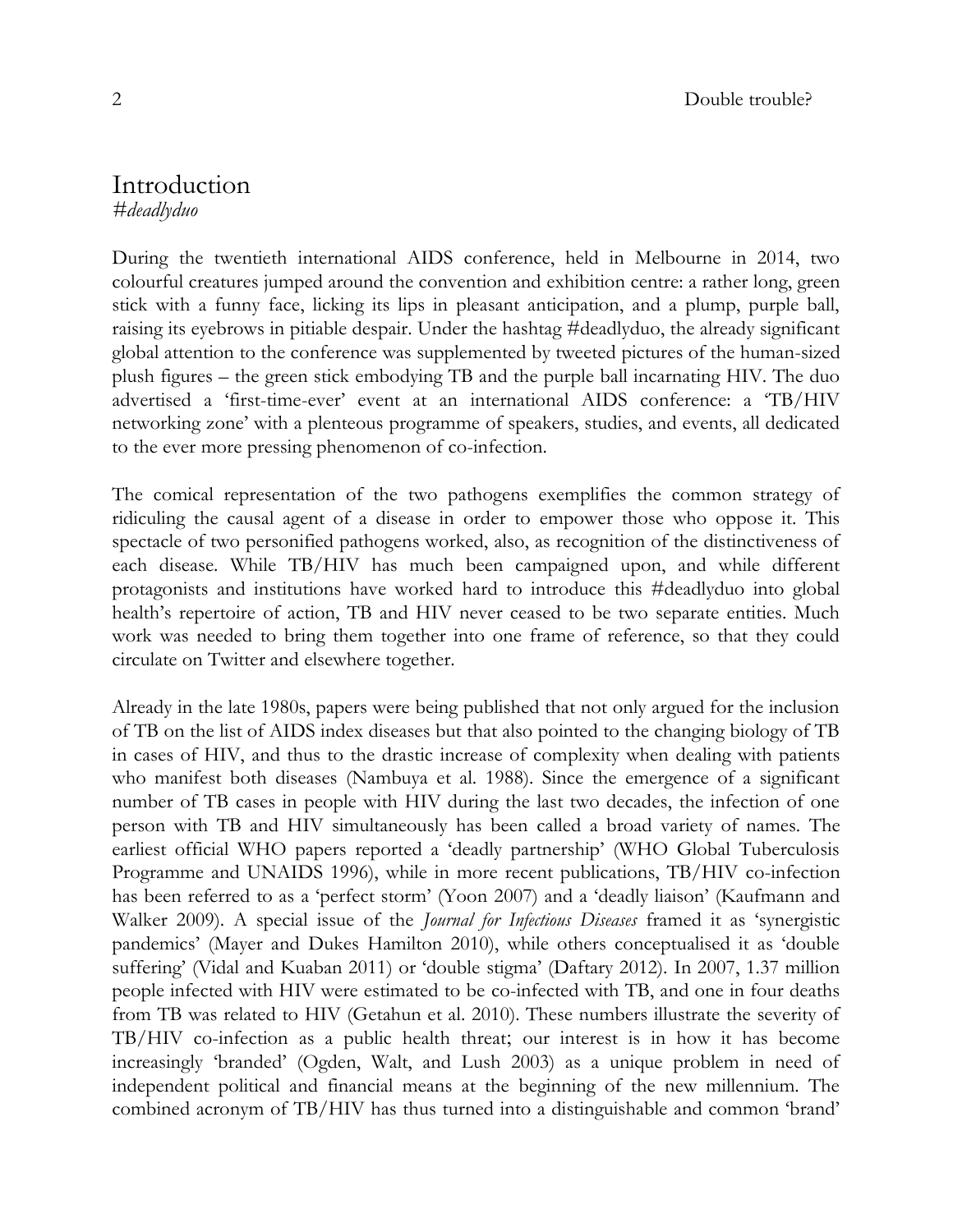# Introduction

*#deadlyduo*

During the twentieth international AIDS conference, held in Melbourne in 2014, two colourful creatures jumped around the convention and exhibition centre: a rather long, green stick with a funny face, licking its lips in pleasant anticipation, and a plump, purple ball, raising its eyebrows in pitiable despair. Under the hashtag #deadlyduo, the already significant global attention to the conference was supplemented by tweeted pictures of the human-sized plush figures – the green stick embodying TB and the purple ball incarnating HIV. The duo advertised a 'first-time-ever' event at an international AIDS conference: a 'TB/HIV networking zone' with a plenteous programme of speakers, studies, and events, all dedicated to the ever more pressing phenomenon of co-infection.

The comical representation of the two pathogens exemplifies the common strategy of ridiculing the causal agent of a disease in order to empower those who oppose it. This spectacle of two personified pathogens worked, also, as recognition of the distinctiveness of each disease. While TB/HIV has much been campaigned upon, and while different protagonists and institutions have worked hard to introduce this #deadlyduo into global health's repertoire of action, TB and HIV never ceased to be two separate entities. Much work was needed to bring them together into one frame of reference, so that they could circulate on Twitter and elsewhere together.

Already in the late 1980s, papers were being published that not only argued for the inclusion of TB on the list of AIDS index diseases but that also pointed to the changing biology of TB in cases of HIV, and thus to the drastic increase of complexity when dealing with patients who manifest both diseases (Nambuya et al. 1988). Since the emergence of a significant number of TB cases in people with HIV during the last two decades, the infection of one person with TB and HIV simultaneously has been called a broad variety of names. The earliest official WHO papers reported a 'deadly partnership' (WHO Global Tuberculosis Programme and UNAIDS 1996), while in more recent publications, TB/HIV co-infection has been referred to as a 'perfect storm' (Yoon 2007) and a 'deadly liaison' (Kaufmann and Walker 2009). A special issue of the *Journal for Infectious Diseases* framed it as 'synergistic pandemics' (Mayer and Dukes Hamilton 2010), while others conceptualised it as 'double suffering' (Vidal and Kuaban 2011) or 'double stigma' (Daftary 2012). In 2007, 1.37 million people infected with HIV were estimated to be co-infected with TB, and one in four deaths from TB was related to HIV (Getahun et al. 2010). These numbers illustrate the severity of TB/HIV co-infection as a public health threat; our interest is in how it has become increasingly 'branded' (Ogden, Walt, and Lush 2003) as a unique problem in need of independent political and financial means at the beginning of the new millennium. The combined acronym of TB/HIV has thus turned into a distinguishable and common 'brand'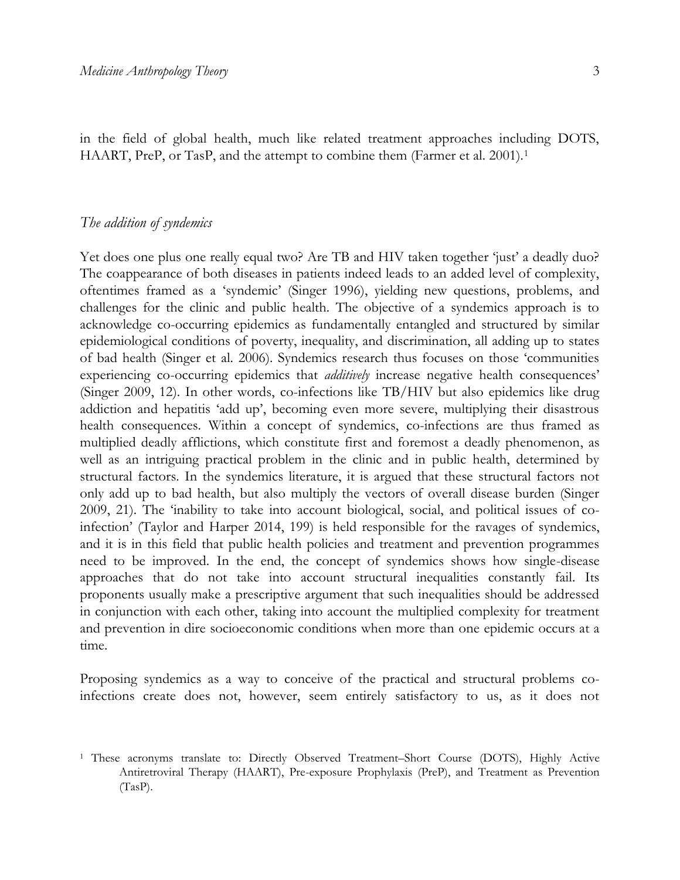in the field of global health, much like related treatment approaches including DOTS, HAART, PreP, or TasP, and the attempt to combine them (Farmer et al. 2001).[1]

## *The addition of syndemics*

Yet does one plus one really equal two? Are TB and HIV taken together 'just' a deadly duo? The coappearance of both diseases in patients indeed leads to an added level of complexity, oftentimes framed as a 'syndemic' (Singer 1996), yielding new questions, problems, and challenges for the clinic and public health. The objective of a syndemics approach is to acknowledge co-occurring epidemics as fundamentally entangled and structured by similar epidemiological conditions of poverty, inequality, and discrimination, all adding up to states of bad health (Singer et al. 2006). Syndemics research thus focuses on those 'communities experiencing co-occurring epidemics that *additively* increase negative health consequences' (Singer 2009, 12). In other words, co-infections like TB/HIV but also epidemics like drug addiction and hepatitis 'add up', becoming even more severe, multiplying their disastrous health consequences. Within a concept of syndemics, co-infections are thus framed as multiplied deadly afflictions, which constitute first and foremost a deadly phenomenon, as well as an intriguing practical problem in the clinic and in public health, determined by structural factors. In the syndemics literature, it is argued that these structural factors not only add up to bad health, but also multiply the vectors of overall disease burden (Singer 2009, 21). The 'inability to take into account biological, social, and political issues of co-infection' (Taylor and Harper 2014, 199) is held responsible for the ravages of syndemics, and it is in this field that public health policies and treatment and prevention programmes need to be improved. In the end, the concept of syndemics shows how single-disease approaches that do not take into account structural inequalities constantly fail. Its proponents usually make a prescriptive argument that such inequalities should be addressed in conjunction with each other, taking into account the multiplied complexity for treatment and prevention in dire socioeconomic conditions when more than one epidemic occurs at a time.

Proposing syndemics as a way to conceive of the practical and structural problems co-infections create does not, however, seem entirely satisfactory to us, as it does not

[1] These acronyms translate to: Directly Observed Treatment–Short Course (DOTS), Highly Active Antiretroviral Therapy (HAART), Pre-exposure Prophylaxis (PreP), and Treatment as Prevention (TasP).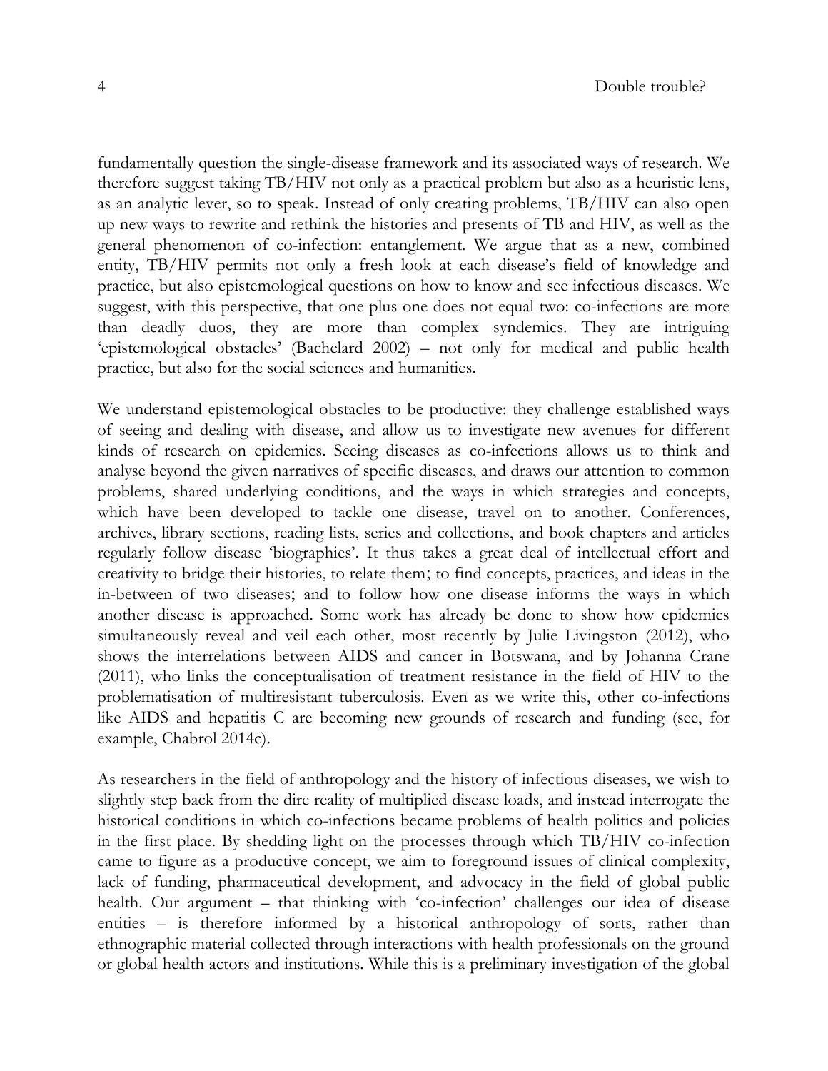fundamentally question the single-disease framework and its associated ways of research. We therefore suggest taking TB/HIV not only as a practical problem but also as a heuristic lens, as an analytic lever, so to speak. Instead of only creating problems, TB/HIV can also open up new ways to rewrite and rethink the histories and presents of TB and HIV, as well as the general phenomenon of co-infection: entanglement. We argue that as a new, combined entity, TB/HIV permits not only a fresh look at each disease's field of knowledge and practice, but also epistemological questions on how to know and see infectious diseases. We suggest, with this perspective, that one plus one does not equal two: co-infections are more than deadly duos, they are more than complex syndemics. They are intriguing 'epistemological obstacles' (Bachelard 2002) – not only for medical and public health practice, but also for the social sciences and humanities.

We understand epistemological obstacles to be productive: they challenge established ways of seeing and dealing with disease, and allow us to investigate new avenues for different kinds of research on epidemics. Seeing diseases as co-infections allows us to think and analyse beyond the given narratives of specific diseases, and draws our attention to common problems, shared underlying conditions, and the ways in which strategies and concepts, which have been developed to tackle one disease, travel on to another. Conferences, archives, library sections, reading lists, series and collections, and book chapters and articles regularly follow disease 'biographies'. It thus takes a great deal of intellectual effort and creativity to bridge their histories, to relate them; to find concepts, practices, and ideas in the in-between of two diseases; and to follow how one disease informs the ways in which another disease is approached. Some work has already be done to show how epidemics simultaneously reveal and veil each other, most recently by Julie Livingston (2012), who shows the interrelations between AIDS and cancer in Botswana, and by Johanna Crane (2011), who links the conceptualisation of treatment resistance in the field of HIV to the problematisation of multiresistant tuberculosis. Even as we write this, other co-infections like AIDS and hepatitis C are becoming new grounds of research and funding (see, for example, Chabrol 2014c).

As researchers in the field of anthropology and the history of infectious diseases, we wish to slightly step back from the dire reality of multiplied disease loads, and instead interrogate the historical conditions in which co-infections became problems of health politics and policies in the first place. By shedding light on the processes through which TB/HIV co-infection came to figure as a productive concept, we aim to foreground issues of clinical complexity, lack of funding, pharmaceutical development, and advocacy in the field of global public health. Our argument – that thinking with 'co-infection' challenges our idea of disease entities – is therefore informed by a historical anthropology of sorts, rather than ethnographic material collected through interactions with health professionals on the ground or global health actors and institutions. While this is a preliminary investigation of the global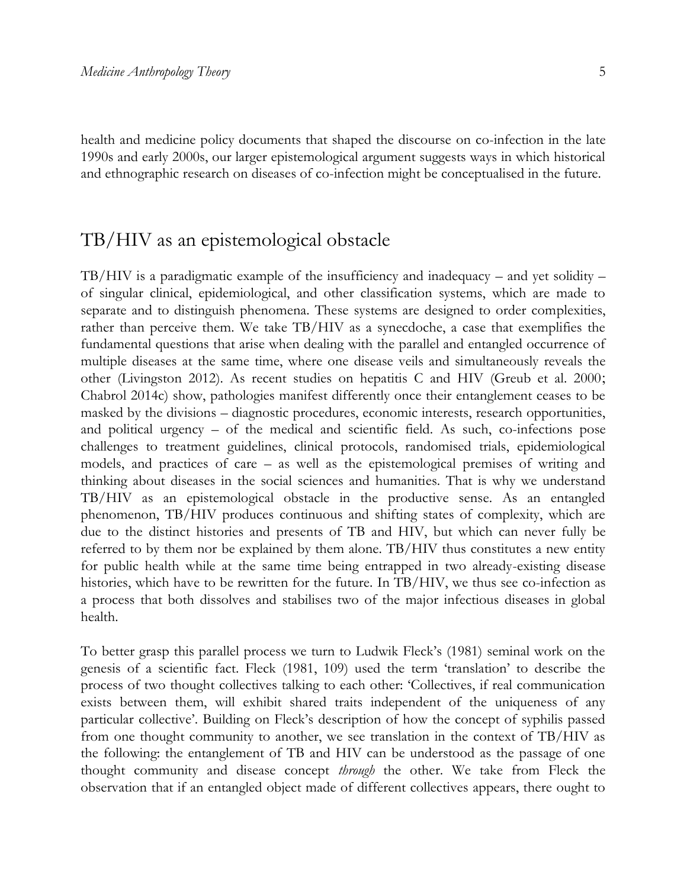health and medicine policy documents that shaped the discourse on co-infection in the late 1990s and early 2000s, our larger epistemological argument suggests ways in which historical and ethnographic research on diseases of co-infection might be conceptualised in the future.

## TB/HIV as an epistemological obstacle

TB/HIV is a paradigmatic example of the insufficiency and inadequacy – and yet solidity – of singular clinical, epidemiological, and other classification systems, which are made to separate and to distinguish phenomena. These systems are designed to order complexities, rather than perceive them. We take TB/HIV as a synecdoche, a case that exemplifies the fundamental questions that arise when dealing with the parallel and entangled occurrence of multiple diseases at the same time, where one disease veils and simultaneously reveals the other (Livingston 2012). As recent studies on hepatitis C and HIV (Greub et al. 2000; Chabrol 2014c) show, pathologies manifest differently once their entanglement ceases to be masked by the divisions – diagnostic procedures, economic interests, research opportunities, and political urgency – of the medical and scientific field. As such, co-infections pose challenges to treatment guidelines, clinical protocols, randomised trials, epidemiological models, and practices of care – as well as the epistemological premises of writing and thinking about diseases in the social sciences and humanities. That is why we understand TB/HIV as an epistemological obstacle in the productive sense. As an entangled phenomenon, TB/HIV produces continuous and shifting states of complexity, which are due to the distinct histories and presents of TB and HIV, but which can never fully be referred to by them nor be explained by them alone. TB/HIV thus constitutes a new entity for public health while at the same time being entrapped in two already-existing disease histories, which have to be rewritten for the future. In TB/HIV, we thus see co-infection as a process that both dissolves and stabilises two of the major infectious diseases in global health.

To better grasp this parallel process we turn to Ludwik Fleck's (1981) seminal work on the genesis of a scientific fact. Fleck (1981, 109) used the term 'translation' to describe the process of two thought collectives talking to each other: 'Collectives, if real communication exists between them, will exhibit shared traits independent of the uniqueness of any particular collective'. Building on Fleck's description of how the concept of syphilis passed from one thought community to another, we see translation in the context of TB/HIV as the following: the entanglement of TB and HIV can be understood as the passage of one thought community and disease concept *through* the other. We take from Fleck the observation that if an entangled object made of different collectives appears, there ought to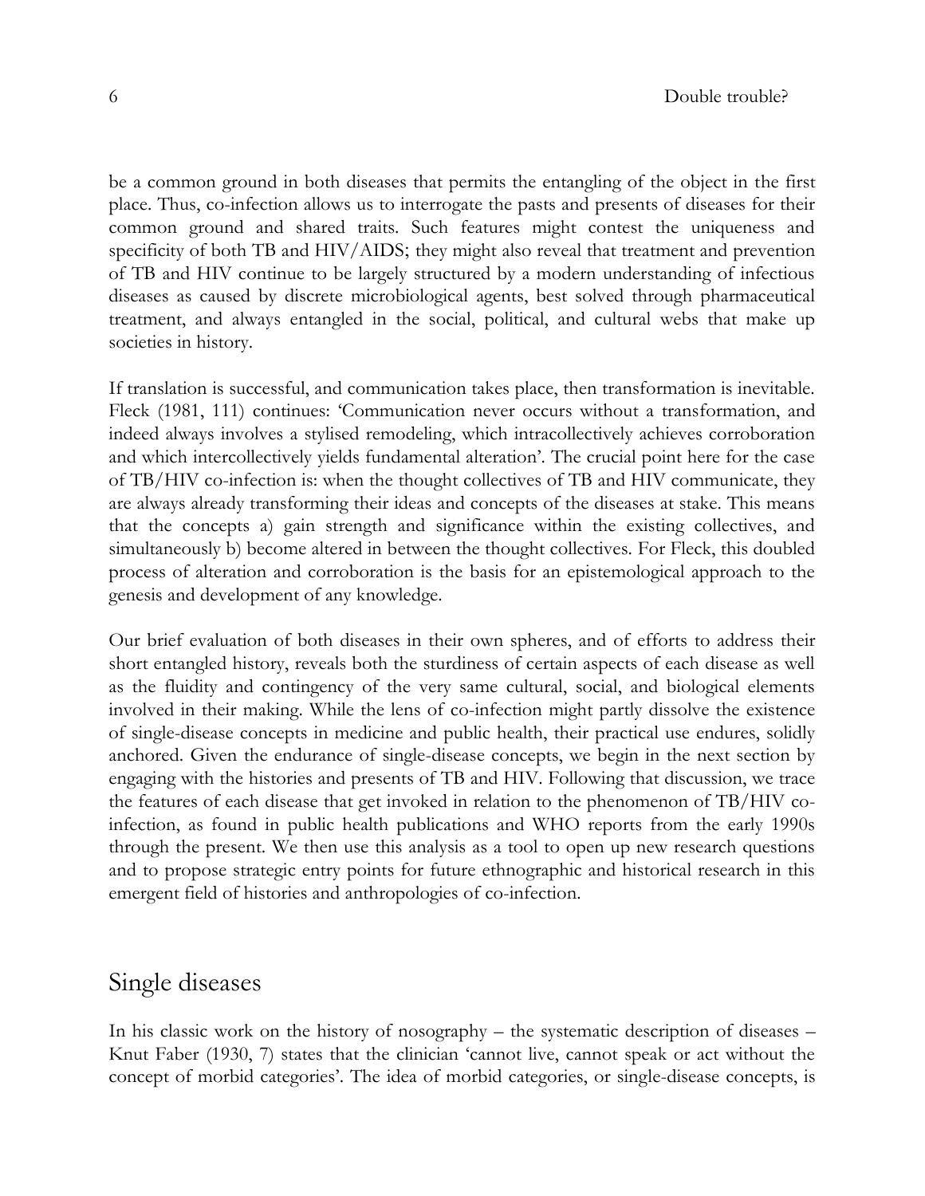be a common ground in both diseases that permits the entangling of the object in the first place. Thus, co-infection allows us to interrogate the pasts and presents of diseases for their common ground and shared traits. Such features might contest the uniqueness and specificity of both TB and HIV/AIDS; they might also reveal that treatment and prevention of TB and HIV continue to be largely structured by a modern understanding of infectious diseases as caused by discrete microbiological agents, best solved through pharmaceutical treatment, and always entangled in the social, political, and cultural webs that make up societies in history.

If translation is successful, and communication takes place, then transformation is inevitable. Fleck (1981, 111) continues: 'Communication never occurs without a transformation, and indeed always involves a stylised remodeling, which intracollectively achieves corroboration and which intercollectively yields fundamental alteration'. The crucial point here for the case of TB/HIV co-infection is: when the thought collectives of TB and HIV communicate, they are always already transforming their ideas and concepts of the diseases at stake. This means that the concepts a) gain strength and significance within the existing collectives, and simultaneously b) become altered in between the thought collectives. For Fleck, this doubled process of alteration and corroboration is the basis for an epistemological approach to the genesis and development of any knowledge.

Our brief evaluation of both diseases in their own spheres, and of efforts to address their short entangled history, reveals both the sturdiness of certain aspects of each disease as well as the fluidity and contingency of the very same cultural, social, and biological elements involved in their making. While the lens of co-infection might partly dissolve the existence of single-disease concepts in medicine and public health, their practical use endures, solidly anchored. Given the endurance of single-disease concepts, we begin in the next section by engaging with the histories and presents of TB and HIV. Following that discussion, we trace the features of each disease that get invoked in relation to the phenomenon of TB/HIV co-infection, as found in public health publications and WHO reports from the early 1990s through the present. We then use this analysis as a tool to open up new research questions and to propose strategic entry points for future ethnographic and historical research in this emergent field of histories and anthropologies of co-infection.

## Single diseases

In his classic work on the history of nosography – the systematic description of diseases – Knut Faber (1930, 7) states that the clinician 'cannot live, cannot speak or act without the concept of morbid categories'. The idea of morbid categories, or single-disease concepts, is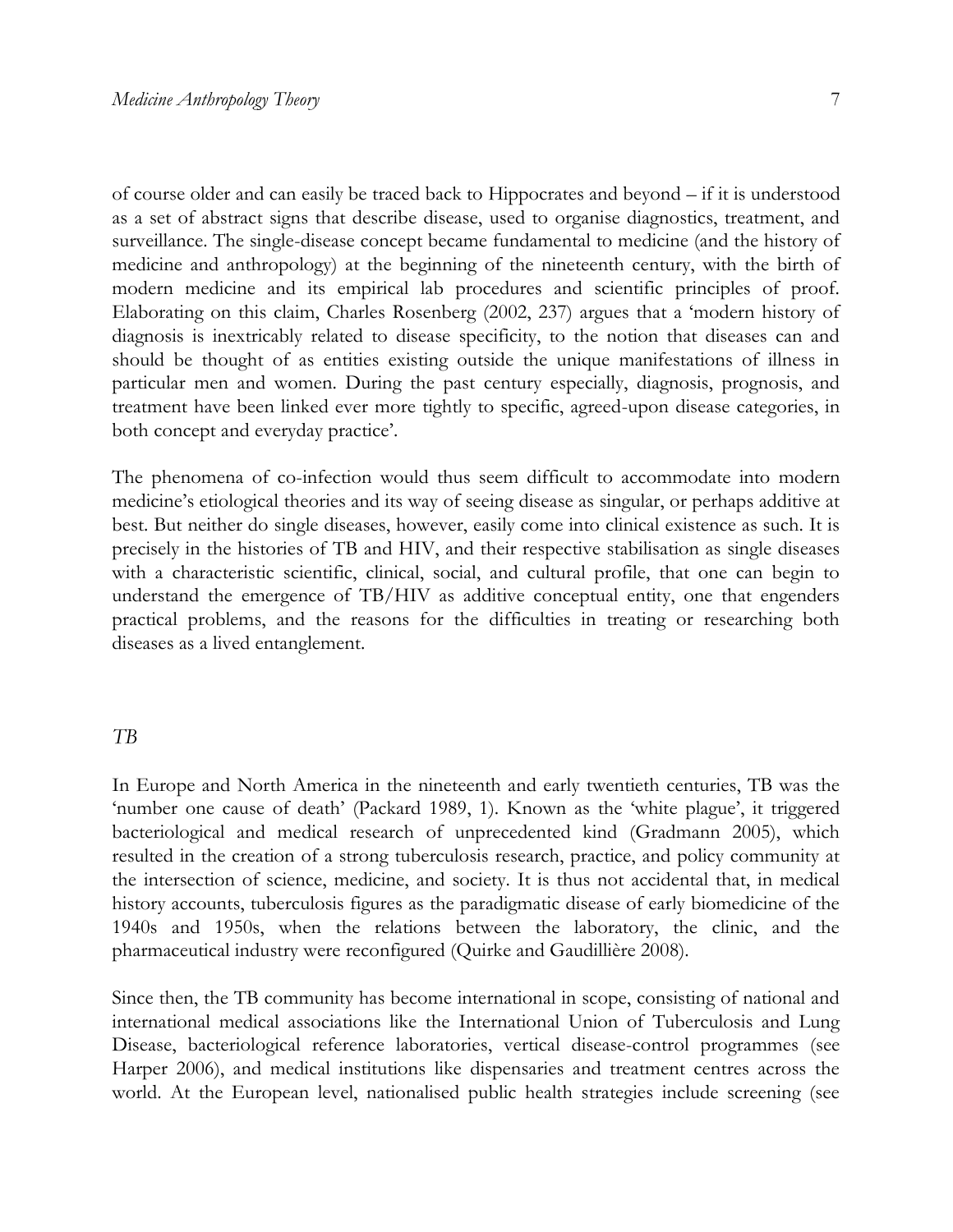of course older and can easily be traced back to Hippocrates and beyond – if it is understood as a set of abstract signs that describe disease, used to organise diagnostics, treatment, and surveillance. The single-disease concept became fundamental to medicine (and the history of medicine and anthropology) at the beginning of the nineteenth century, with the birth of modern medicine and its empirical lab procedures and scientific principles of proof. Elaborating on this claim, Charles Rosenberg (2002, 237) argues that a 'modern history of diagnosis is inextricably related to disease specificity, to the notion that diseases can and should be thought of as entities existing outside the unique manifestations of illness in particular men and women. During the past century especially, diagnosis, prognosis, and treatment have been linked ever more tightly to specific, agreed-upon disease categories, in both concept and everyday practice'.

The phenomena of co-infection would thus seem difficult to accommodate into modern medicine's etiological theories and its way of seeing disease as singular, or perhaps additive at best. But neither do single diseases, however, easily come into clinical existence as such. It is precisely in the histories of TB and HIV, and their respective stabilisation as single diseases with a characteristic scientific, clinical, social, and cultural profile, that one can begin to understand the emergence of TB/HIV as additive conceptual entity, one that engenders practical problems, and the reasons for the difficulties in treating or researching both diseases as a lived entanglement.

### *TB*

In Europe and North America in the nineteenth and early twentieth centuries, TB was the 'number one cause of death' (Packard 1989, 1). Known as the 'white plague', it triggered bacteriological and medical research of unprecedented kind (Gradmann 2005), which resulted in the creation of a strong tuberculosis research, practice, and policy community at the intersection of science, medicine, and society. It is thus not accidental that, in medical history accounts, tuberculosis figures as the paradigmatic disease of early biomedicine of the 1940s and 1950s, when the relations between the laboratory, the clinic, and the pharmaceutical industry were reconfigured (Quirke and Gaudillière 2008).

Since then, the TB community has become international in scope, consisting of national and international medical associations like the International Union of Tuberculosis and Lung Disease, bacteriological reference laboratories, vertical disease-control programmes (see Harper 2006), and medical institutions like dispensaries and treatment centres across the world. At the European level, nationalised public health strategies include screening (see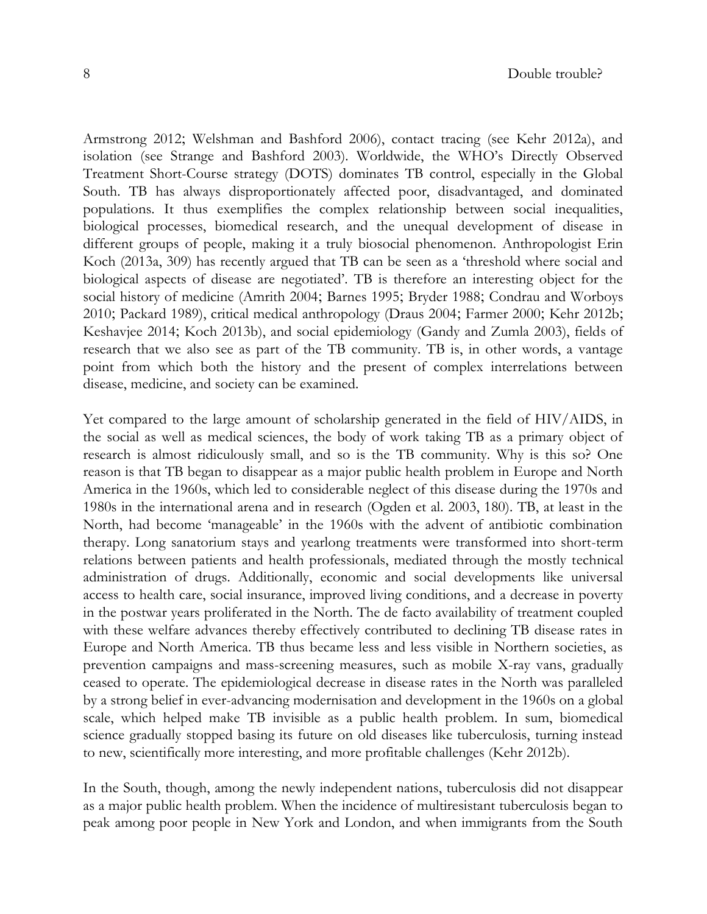Armstrong 2012; Welshman and Bashford 2006), contact tracing (see Kehr 2012a), and isolation (see Strange and Bashford 2003). Worldwide, the WHO's Directly Observed Treatment Short-Course strategy (DOTS) dominates TB control, especially in the Global South. TB has always disproportionately affected poor, disadvantaged, and dominated populations. It thus exemplifies the complex relationship between social inequalities, biological processes, biomedical research, and the unequal development of disease in different groups of people, making it a truly biosocial phenomenon. Anthropologist Erin Koch (2013a, 309) has recently argued that TB can be seen as a 'threshold where social and biological aspects of disease are negotiated'. TB is therefore an interesting object for the social history of medicine (Amrith 2004; Barnes 1995; Bryder 1988; Condrau and Worboys 2010; Packard 1989), critical medical anthropology (Draus 2004; Farmer 2000; Kehr 2012b; Keshavjee 2014; Koch 2013b), and social epidemiology (Gandy and Zumla 2003), fields of research that we also see as part of the TB community. TB is, in other words, a vantage point from which both the history and the present of complex interrelations between disease, medicine, and society can be examined.

Yet compared to the large amount of scholarship generated in the field of HIV/AIDS, in the social as well as medical sciences, the body of work taking TB as a primary object of research is almost ridiculously small, and so is the TB community. Why is this so? One reason is that TB began to disappear as a major public health problem in Europe and North America in the 1960s, which led to considerable neglect of this disease during the 1970s and 1980s in the international arena and in research (Ogden et al. 2003, 180). TB, at least in the North, had become 'manageable' in the 1960s with the advent of antibiotic combination therapy. Long sanatorium stays and yearlong treatments were transformed into short-term relations between patients and health professionals, mediated through the mostly technical administration of drugs. Additionally, economic and social developments like universal access to health care, social insurance, improved living conditions, and a decrease in poverty in the postwar years proliferated in the North. The de facto availability of treatment coupled with these welfare advances thereby effectively contributed to declining TB disease rates in Europe and North America. TB thus became less and less visible in Northern societies, as prevention campaigns and mass-screening measures, such as mobile X-ray vans, gradually ceased to operate. The epidemiological decrease in disease rates in the North was paralleled by a strong belief in ever-advancing modernisation and development in the 1960s on a global scale, which helped make TB invisible as a public health problem. In sum, biomedical science gradually stopped basing its future on old diseases like tuberculosis, turning instead to new, scientifically more interesting, and more profitable challenges (Kehr 2012b).

In the South, though, among the newly independent nations, tuberculosis did not disappear as a major public health problem. When the incidence of multiresistant tuberculosis began to peak among poor people in New York and London, and when immigrants from the South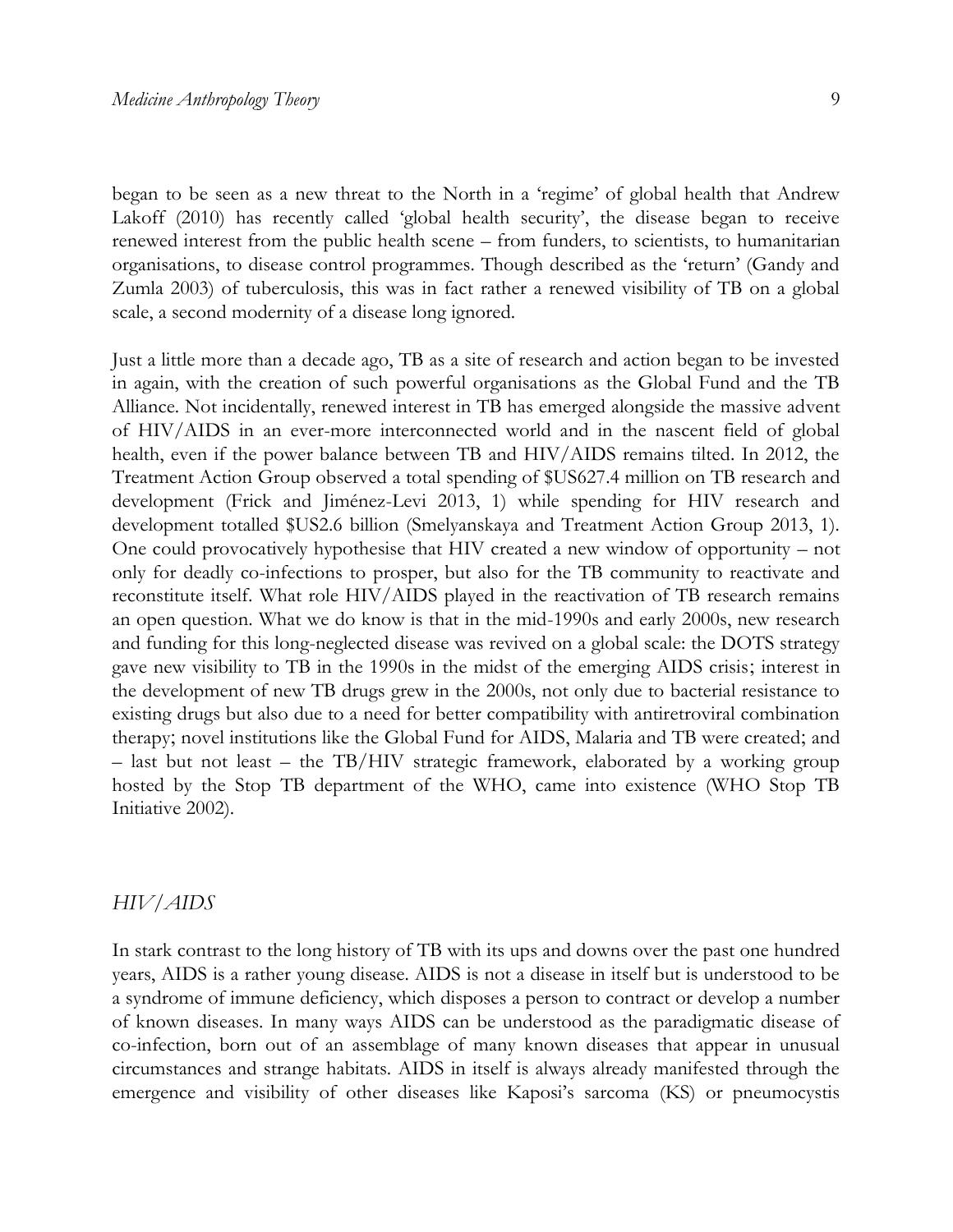began to be seen as a new threat to the North in a 'regime' of global health that Andrew Lakoff (2010) has recently called 'global health security', the disease began to receive renewed interest from the public health scene – from funders, to scientists, to humanitarian organisations, to disease control programmes. Though described as the 'return' (Gandy and Zumla 2003) of tuberculosis, this was in fact rather a renewed visibility of TB on a global scale, a second modernity of a disease long ignored.

Just a little more than a decade ago, TB as a site of research and action began to be invested in again, with the creation of such powerful organisations as the Global Fund and the TB Alliance. Not incidentally, renewed interest in TB has emerged alongside the massive advent of HIV/AIDS in an ever-more interconnected world and in the nascent field of global health, even if the power balance between TB and HIV/AIDS remains tilted. In 2012, the Treatment Action Group observed a total spending of $US627.4 million on TB research and development (Frick and Jiménez-Levi 2013, 1) while spending for HIV research and development totalled $US2.6 billion (Smelyanskaya and Treatment Action Group 2013, 1). One could provocatively hypothesise that HIV created a new window of opportunity – not only for deadly co-infections to prosper, but also for the TB community to reactivate and reconstitute itself. What role HIV/AIDS played in the reactivation of TB research remains an open question. What we do know is that in the mid-1990s and early 2000s, new research and funding for this long-neglected disease was revived on a global scale: the DOTS strategy gave new visibility to TB in the 1990s in the midst of the emerging AIDS crisis; interest in the development of new TB drugs grew in the 2000s, not only due to bacterial resistance to existing drugs but also due to a need for better compatibility with antiretroviral combination therapy; novel institutions like the Global Fund for AIDS, Malaria and TB were created; and – last but not least – the TB/HIV strategic framework, elaborated by a working group hosted by the Stop TB department of the WHO, came into existence (WHO Stop TB Initiative 2002).

## *HIV/AIDS*

In stark contrast to the long history of TB with its ups and downs over the past one hundred years, AIDS is a rather young disease. AIDS is not a disease in itself but is understood to be a syndrome of immune deficiency, which disposes a person to contract or develop a number of known diseases. In many ways AIDS can be understood as the paradigmatic disease of co-infection, born out of an assemblage of many known diseases that appear in unusual circumstances and strange habitats. AIDS in itself is always already manifested through the emergence and visibility of other diseases like Kaposi's sarcoma (KS) or pneumocystis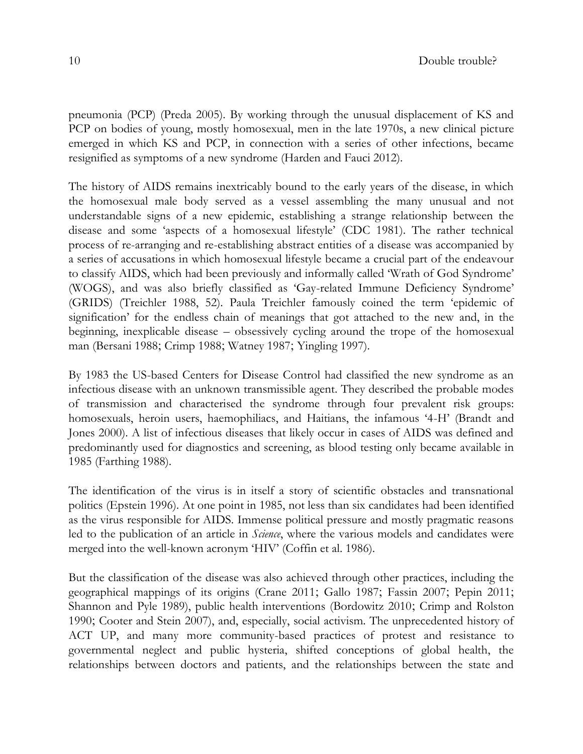pneumonia (PCP) (Preda 2005). By working through the unusual displacement of KS and PCP on bodies of young, mostly homosexual, men in the late 1970s, a new clinical picture emerged in which KS and PCP, in connection with a series of other infections, became resignified as symptoms of a new syndrome (Harden and Fauci 2012).

The history of AIDS remains inextricably bound to the early years of the disease, in which the homosexual male body served as a vessel assembling the many unusual and not understandable signs of a new epidemic, establishing a strange relationship between the disease and some 'aspects of a homosexual lifestyle' (CDC 1981). The rather technical process of re-arranging and re-establishing abstract entities of a disease was accompanied by a series of accusations in which homosexual lifestyle became a crucial part of the endeavour to classify AIDS, which had been previously and informally called 'Wrath of God Syndrome' (WOGS), and was also briefly classified as 'Gay-related Immune Deficiency Syndrome' (GRIDS) (Treichler 1988, 52). Paula Treichler famously coined the term 'epidemic of signification' for the endless chain of meanings that got attached to the new and, in the beginning, inexplicable disease – obsessively cycling around the trope of the homosexual man (Bersani 1988; Crimp 1988; Watney 1987; Yingling 1997).

By 1983 the US-based Centers for Disease Control had classified the new syndrome as an infectious disease with an unknown transmissible agent. They described the probable modes of transmission and characterised the syndrome through four prevalent risk groups: homosexuals, heroin users, haemophiliacs, and Haitians, the infamous '4-H' (Brandt and Jones 2000). A list of infectious diseases that likely occur in cases of AIDS was defined and predominantly used for diagnostics and screening, as blood testing only became available in 1985 (Farthing 1988).

The identification of the virus is in itself a story of scientific obstacles and transnational politics (Epstein 1996). At one point in 1985, not less than six candidates had been identified as the virus responsible for AIDS. Immense political pressure and mostly pragmatic reasons led to the publication of an article in *Science*, where the various models and candidates were merged into the well-known acronym 'HIV' (Coffin et al. 1986).

But the classification of the disease was also achieved through other practices, including the geographical mappings of its origins (Crane 2011; Gallo 1987; Fassin 2007; Pepin 2011; Shannon and Pyle 1989), public health interventions (Bordowitz 2010; Crimp and Rolston 1990; Cooter and Stein 2007), and, especially, social activism. The unprecedented history of ACT UP, and many more community-based practices of protest and resistance to governmental neglect and public hysteria, shifted conceptions of global health, the relationships between doctors and patients, and the relationships between the state and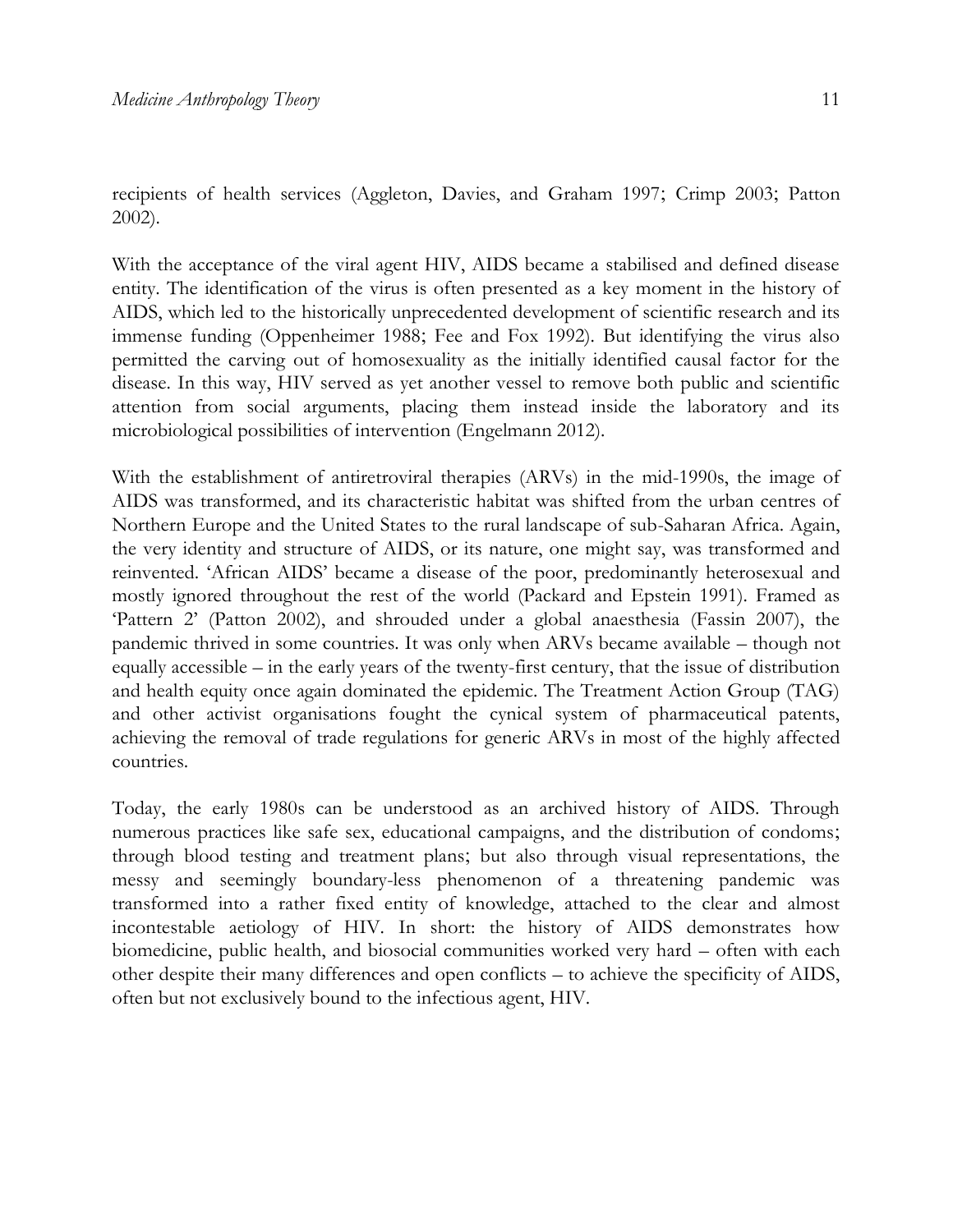recipients of health services (Aggleton, Davies, and Graham 1997; Crimp 2003; Patton 2002).

With the acceptance of the viral agent HIV, AIDS became a stabilised and defined disease entity. The identification of the virus is often presented as a key moment in the history of AIDS, which led to the historically unprecedented development of scientific research and its immense funding (Oppenheimer 1988; Fee and Fox 1992). But identifying the virus also permitted the carving out of homosexuality as the initially identified causal factor for the disease. In this way, HIV served as yet another vessel to remove both public and scientific attention from social arguments, placing them instead inside the laboratory and its microbiological possibilities of intervention (Engelmann 2012).

With the establishment of antiretroviral therapies (ARVs) in the mid-1990s, the image of AIDS was transformed, and its characteristic habitat was shifted from the urban centres of Northern Europe and the United States to the rural landscape of sub-Saharan Africa. Again, the very identity and structure of AIDS, or its nature, one might say, was transformed and reinvented. 'African AIDS' became a disease of the poor, predominantly heterosexual and mostly ignored throughout the rest of the world (Packard and Epstein 1991). Framed as 'Pattern 2' (Patton 2002), and shrouded under a global anaesthesia (Fassin 2007), the pandemic thrived in some countries. It was only when ARVs became available – though not equally accessible – in the early years of the twenty-first century, that the issue of distribution and health equity once again dominated the epidemic. The Treatment Action Group (TAG) and other activist organisations fought the cynical system of pharmaceutical patents, achieving the removal of trade regulations for generic ARVs in most of the highly affected countries.

Today, the early 1980s can be understood as an archived history of AIDS. Through numerous practices like safe sex, educational campaigns, and the distribution of condoms; through blood testing and treatment plans; but also through visual representations, the messy and seemingly boundary-less phenomenon of a threatening pandemic was transformed into a rather fixed entity of knowledge, attached to the clear and almost incontestable aetiology of HIV. In short: the history of AIDS demonstrates how biomedicine, public health, and biosocial communities worked very hard – often with each other despite their many differences and open conflicts – to achieve the specificity of AIDS, often but not exclusively bound to the infectious agent, HIV.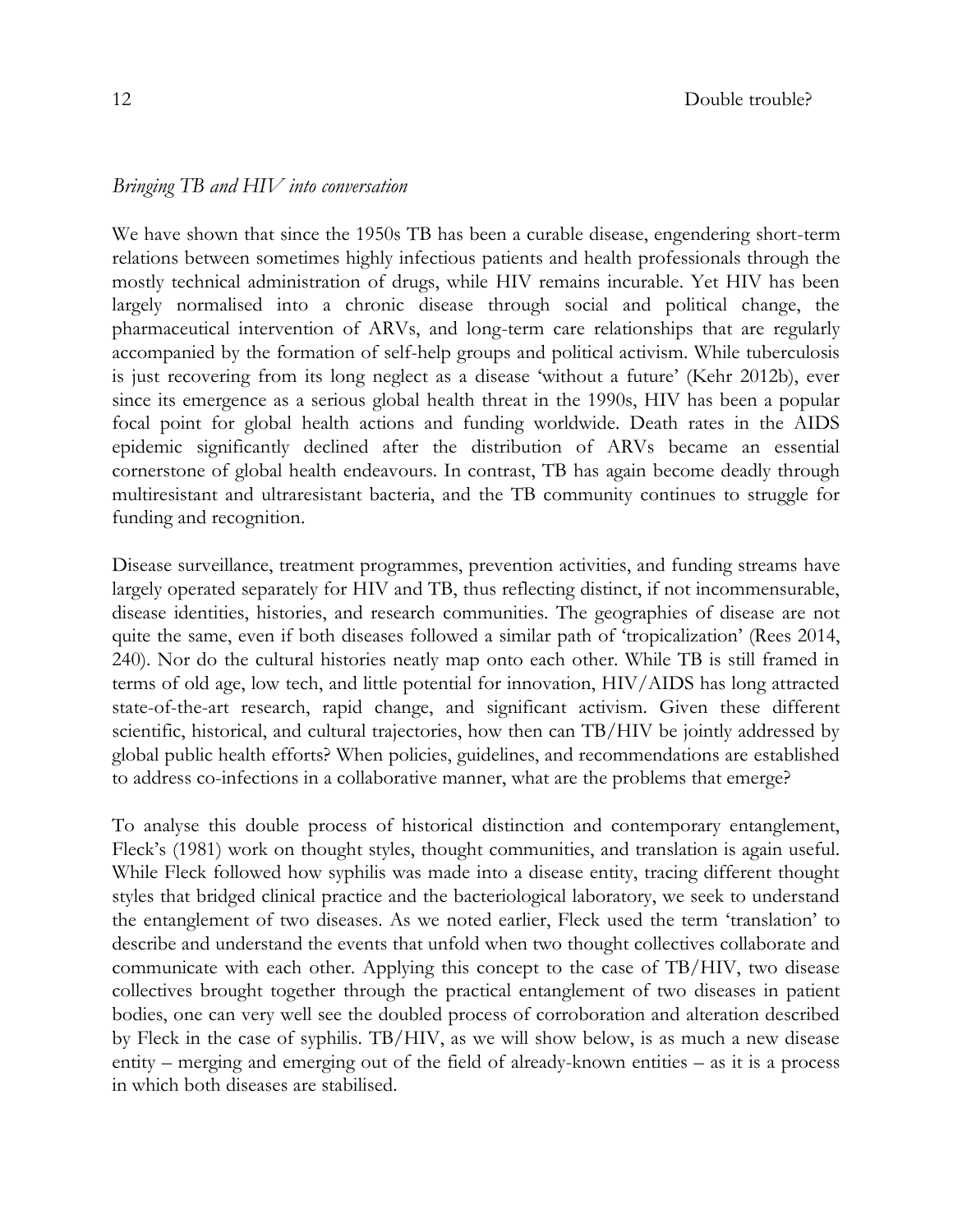*Bringing TB and HIV into conversation*

We have shown that since the 1950s TB has been a curable disease, engendering short-term relations between sometimes highly infectious patients and health professionals through the mostly technical administration of drugs, while HIV remains incurable. Yet HIV has been largely normalised into a chronic disease through social and political change, the pharmaceutical intervention of ARVs, and long-term care relationships that are regularly accompanied by the formation of self-help groups and political activism. While tuberculosis is just recovering from its long neglect as a disease 'without a future' (Kehr 2012b), ever since its emergence as a serious global health threat in the 1990s, HIV has been a popular focal point for global health actions and funding worldwide. Death rates in the AIDS epidemic significantly declined after the distribution of ARVs became an essential cornerstone of global health endeavours. In contrast, TB has again become deadly through multiresistant and ultraresistant bacteria, and the TB community continues to struggle for funding and recognition.

Disease surveillance, treatment programmes, prevention activities, and funding streams have largely operated separately for HIV and TB, thus reflecting distinct, if not incommensurable, disease identities, histories, and research communities. The geographies of disease are not quite the same, even if both diseases followed a similar path of 'tropicalization' (Rees 2014, 240). Nor do the cultural histories neatly map onto each other. While TB is still framed in terms of old age, low tech, and little potential for innovation, HIV/AIDS has long attracted state-of-the-art research, rapid change, and significant activism. Given these different scientific, historical, and cultural trajectories, how then can TB/HIV be jointly addressed by global public health efforts? When policies, guidelines, and recommendations are established to address co-infections in a collaborative manner, what are the problems that emerge?

To analyse this double process of historical distinction and contemporary entanglement, Fleck's (1981) work on thought styles, thought communities, and translation is again useful. While Fleck followed how syphilis was made into a disease entity, tracing different thought styles that bridged clinical practice and the bacteriological laboratory, we seek to understand the entanglement of two diseases. As we noted earlier, Fleck used the term 'translation' to describe and understand the events that unfold when two thought collectives collaborate and communicate with each other. Applying this concept to the case of TB/HIV, two disease collectives brought together through the practical entanglement of two diseases in patient bodies, one can very well see the doubled process of corroboration and alteration described by Fleck in the case of syphilis. TB/HIV, as we will show below, is as much a new disease entity – merging and emerging out of the field of already-known entities – as it is a process in which both diseases are stabilised.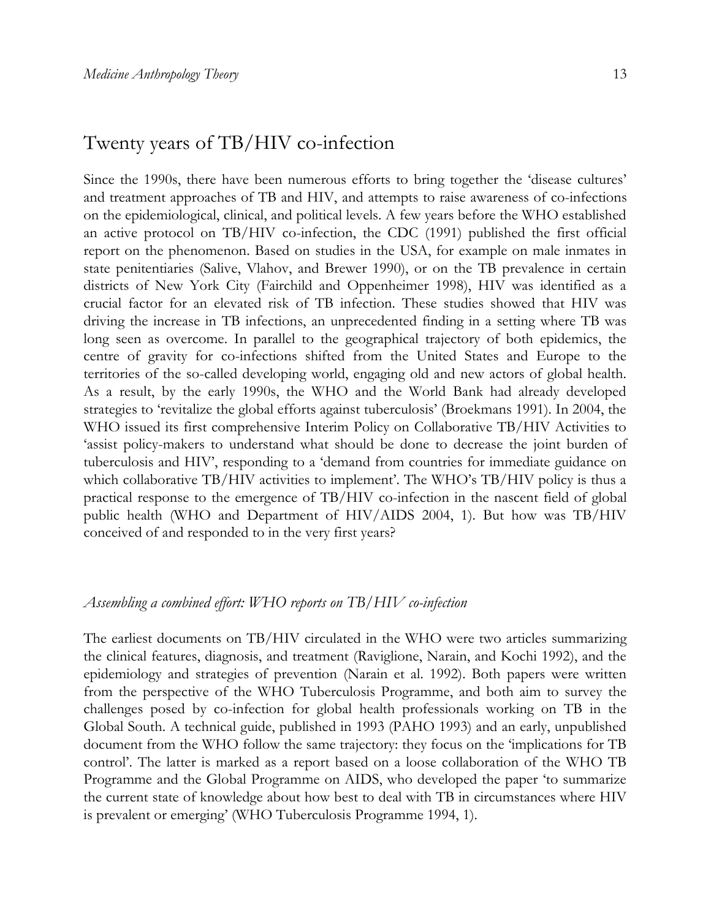## Twenty years of TB/HIV co-infection

Since the 1990s, there have been numerous efforts to bring together the 'disease cultures' and treatment approaches of TB and HIV, and attempts to raise awareness of co-infections on the epidemiological, clinical, and political levels. A few years before the WHO established an active protocol on TB/HIV co-infection, the CDC (1991) published the first official report on the phenomenon. Based on studies in the USA, for example on male inmates in state penitentiaries (Salive, Vlahov, and Brewer 1990), or on the TB prevalence in certain districts of New York City (Fairchild and Oppenheimer 1998), HIV was identified as a crucial factor for an elevated risk of TB infection. These studies showed that HIV was driving the increase in TB infections, an unprecedented finding in a setting where TB was long seen as overcome. In parallel to the geographical trajectory of both epidemics, the centre of gravity for co-infections shifted from the United States and Europe to the territories of the so-called developing world, engaging old and new actors of global health. As a result, by the early 1990s, the WHO and the World Bank had already developed strategies to 'revitalize the global efforts against tuberculosis' (Broekmans 1991). In 2004, the WHO issued its first comprehensive Interim Policy on Collaborative TB/HIV Activities to 'assist policy-makers to understand what should be done to decrease the joint burden of tuberculosis and HIV', responding to a 'demand from countries for immediate guidance on which collaborative TB/HIV activities to implement'. The WHO's TB/HIV policy is thus a practical response to the emergence of TB/HIV co-infection in the nascent field of global public health (WHO and Department of HIV/AIDS 2004, 1). But how was TB/HIV conceived of and responded to in the very first years?

### *Assembling a combined effort: WHO reports on TB/HIV co-infection*

The earliest documents on TB/HIV circulated in the WHO were two articles summarizing the clinical features, diagnosis, and treatment (Raviglione, Narain, and Kochi 1992), and the epidemiology and strategies of prevention (Narain et al. 1992). Both papers were written from the perspective of the WHO Tuberculosis Programme, and both aim to survey the challenges posed by co-infection for global health professionals working on TB in the Global South. A technical guide, published in 1993 (PAHO 1993) and an early, unpublished document from the WHO follow the same trajectory: they focus on the 'implications for TB control'. The latter is marked as a report based on a loose collaboration of the WHO TB Programme and the Global Programme on AIDS, who developed the paper 'to summarize the current state of knowledge about how best to deal with TB in circumstances where HIV is prevalent or emerging' (WHO Tuberculosis Programme 1994, 1).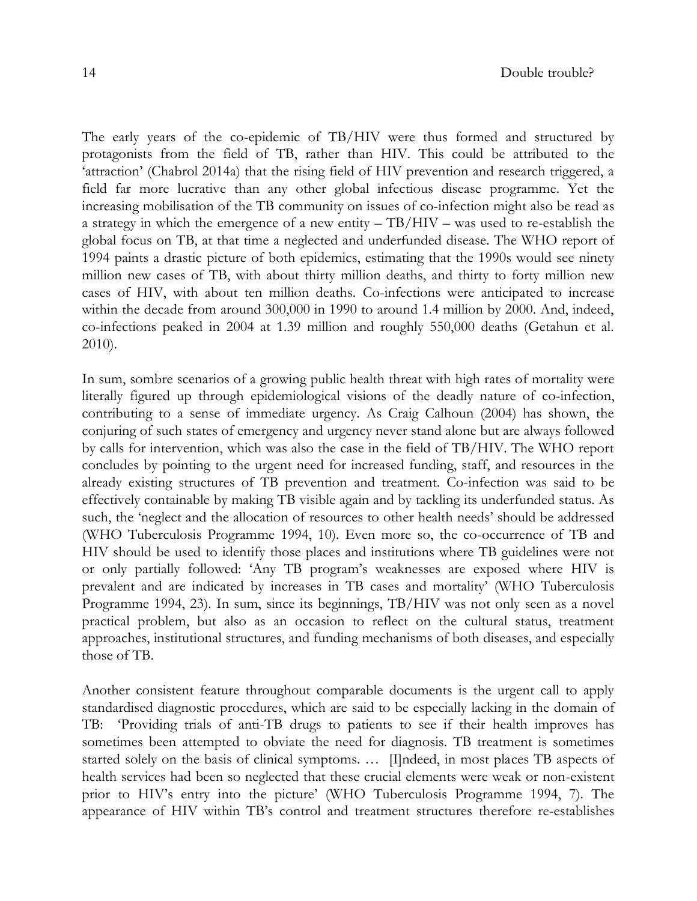The early years of the co-epidemic of TB/HIV were thus formed and structured by protagonists from the field of TB, rather than HIV. This could be attributed to the 'attraction' (Chabrol 2014a) that the rising field of HIV prevention and research triggered, a field far more lucrative than any other global infectious disease programme. Yet the increasing mobilisation of the TB community on issues of co-infection might also be read as a strategy in which the emergence of a new entity – TB/HIV – was used to re-establish the global focus on TB, at that time a neglected and underfunded disease. The WHO report of 1994 paints a drastic picture of both epidemics, estimating that the 1990s would see ninety million new cases of TB, with about thirty million deaths, and thirty to forty million new cases of HIV, with about ten million deaths. Co-infections were anticipated to increase within the decade from around 300,000 in 1990 to around 1.4 million by 2000. And, indeed, co-infections peaked in 2004 at 1.39 million and roughly 550,000 deaths (Getahun et al. 2010).

In sum, sombre scenarios of a growing public health threat with high rates of mortality were literally figured up through epidemiological visions of the deadly nature of co-infection, contributing to a sense of immediate urgency. As Craig Calhoun (2004) has shown, the conjuring of such states of emergency and urgency never stand alone but are always followed by calls for intervention, which was also the case in the field of TB/HIV. The WHO report concludes by pointing to the urgent need for increased funding, staff, and resources in the already existing structures of TB prevention and treatment. Co-infection was said to be effectively containable by making TB visible again and by tackling its underfunded status. As such, the 'neglect and the allocation of resources to other health needs' should be addressed (WHO Tuberculosis Programme 1994, 10). Even more so, the co-occurrence of TB and HIV should be used to identify those places and institutions where TB guidelines were not or only partially followed: 'Any TB program's weaknesses are exposed where HIV is prevalent and are indicated by increases in TB cases and mortality' (WHO Tuberculosis Programme 1994, 23). In sum, since its beginnings, TB/HIV was not only seen as a novel practical problem, but also as an occasion to reflect on the cultural status, treatment approaches, institutional structures, and funding mechanisms of both diseases, and especially those of TB.

Another consistent feature throughout comparable documents is the urgent call to apply standardised diagnostic procedures, which are said to be especially lacking in the domain of TB: 'Providing trials of anti-TB drugs to patients to see if their health improves has sometimes been attempted to obviate the need for diagnosis. TB treatment is sometimes started solely on the basis of clinical symptoms. … [I]ndeed, in most places TB aspects of health services had been so neglected that these crucial elements were weak or non-existent prior to HIV's entry into the picture' (WHO Tuberculosis Programme 1994, 7). The appearance of HIV within TB's control and treatment structures therefore re-establishes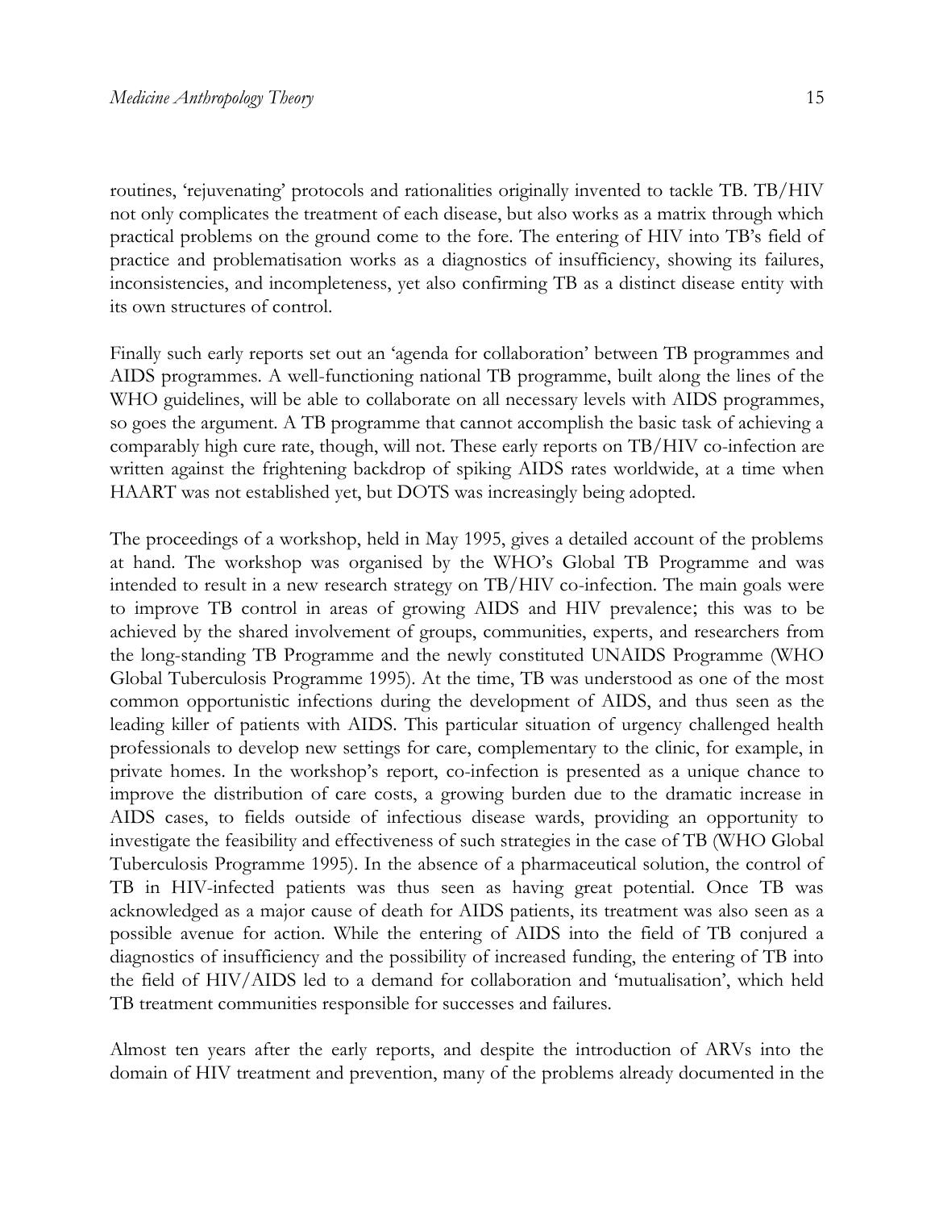routines, 'rejuvenating' protocols and rationalities originally invented to tackle TB. TB/HIV not only complicates the treatment of each disease, but also works as a matrix through which practical problems on the ground come to the fore. The entering of HIV into TB's field of practice and problematisation works as a diagnostics of insufficiency, showing its failures, inconsistencies, and incompleteness, yet also confirming TB as a distinct disease entity with its own structures of control.

Finally such early reports set out an 'agenda for collaboration' between TB programmes and AIDS programmes. A well-functioning national TB programme, built along the lines of the WHO guidelines, will be able to collaborate on all necessary levels with AIDS programmes, so goes the argument. A TB programme that cannot accomplish the basic task of achieving a comparably high cure rate, though, will not. These early reports on TB/HIV co-infection are written against the frightening backdrop of spiking AIDS rates worldwide, at a time when HAART was not established yet, but DOTS was increasingly being adopted.

The proceedings of a workshop, held in May 1995, gives a detailed account of the problems at hand. The workshop was organised by the WHO's Global TB Programme and was intended to result in a new research strategy on TB/HIV co-infection. The main goals were to improve TB control in areas of growing AIDS and HIV prevalence; this was to be achieved by the shared involvement of groups, communities, experts, and researchers from the long-standing TB Programme and the newly constituted UNAIDS Programme (WHO Global Tuberculosis Programme 1995). At the time, TB was understood as one of the most common opportunistic infections during the development of AIDS, and thus seen as the leading killer of patients with AIDS. This particular situation of urgency challenged health professionals to develop new settings for care, complementary to the clinic, for example, in private homes. In the workshop's report, co-infection is presented as a unique chance to improve the distribution of care costs, a growing burden due to the dramatic increase in AIDS cases, to fields outside of infectious disease wards, providing an opportunity to investigate the feasibility and effectiveness of such strategies in the case of TB (WHO Global Tuberculosis Programme 1995). In the absence of a pharmaceutical solution, the control of TB in HIV-infected patients was thus seen as having great potential. Once TB was acknowledged as a major cause of death for AIDS patients, its treatment was also seen as a possible avenue for action. While the entering of AIDS into the field of TB conjured a diagnostics of insufficiency and the possibility of increased funding, the entering of TB into the field of HIV/AIDS led to a demand for collaboration and 'mutualisation', which held TB treatment communities responsible for successes and failures.

Almost ten years after the early reports, and despite the introduction of ARVs into the domain of HIV treatment and prevention, many of the problems already documented in the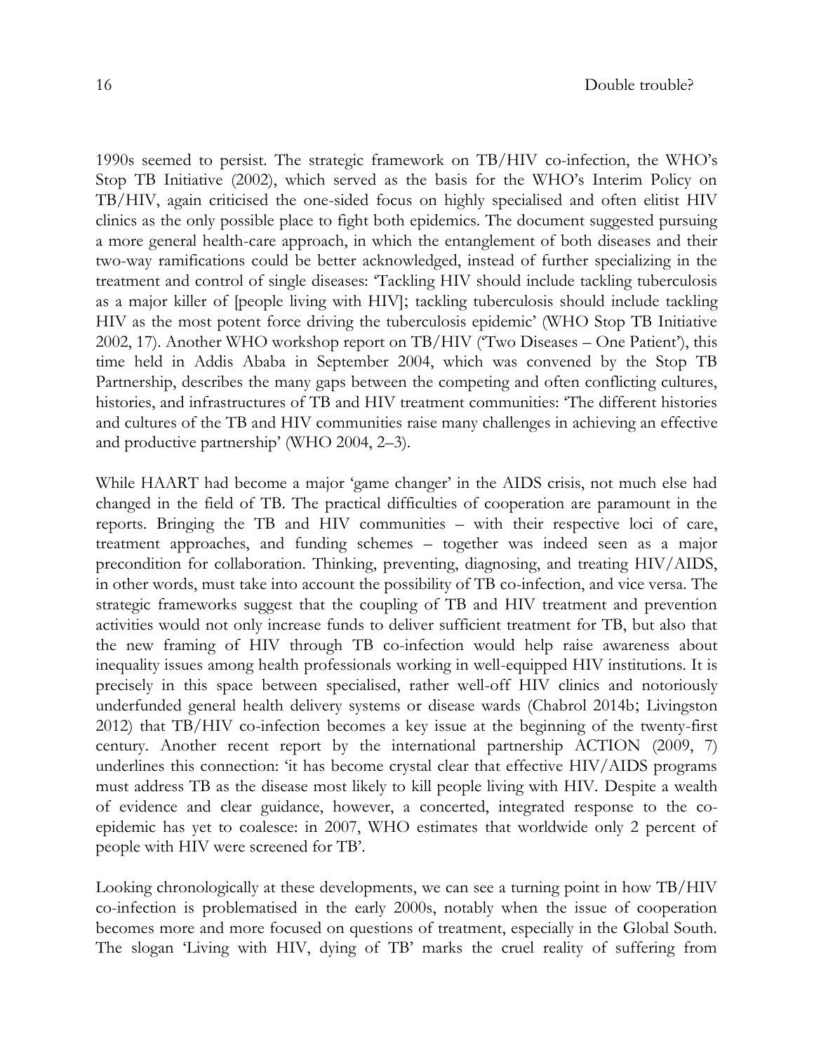1990s seemed to persist. The strategic framework on TB/HIV co-infection, the WHO's Stop TB Initiative (2002), which served as the basis for the WHO's Interim Policy on TB/HIV, again criticised the one-sided focus on highly specialised and often elitist HIV clinics as the only possible place to fight both epidemics. The document suggested pursuing a more general health-care approach, in which the entanglement of both diseases and their two-way ramifications could be better acknowledged, instead of further specializing in the treatment and control of single diseases: 'Tackling HIV should include tackling tuberculosis as a major killer of [people living with HIV]; tackling tuberculosis should include tackling HIV as the most potent force driving the tuberculosis epidemic' (WHO Stop TB Initiative 2002, 17). Another WHO workshop report on TB/HIV ('Two Diseases – One Patient'), this time held in Addis Ababa in September 2004, which was convened by the Stop TB Partnership, describes the many gaps between the competing and often conflicting cultures, histories, and infrastructures of TB and HIV treatment communities: 'The different histories and cultures of the TB and HIV communities raise many challenges in achieving an effective and productive partnership' (WHO 2004, 2–3).

While HAART had become a major 'game changer' in the AIDS crisis, not much else had changed in the field of TB. The practical difficulties of cooperation are paramount in the reports. Bringing the TB and HIV communities – with their respective loci of care, treatment approaches, and funding schemes – together was indeed seen as a major precondition for collaboration. Thinking, preventing, diagnosing, and treating HIV/AIDS, in other words, must take into account the possibility of TB co-infection, and vice versa. The strategic frameworks suggest that the coupling of TB and HIV treatment and prevention activities would not only increase funds to deliver sufficient treatment for TB, but also that the new framing of HIV through TB co-infection would help raise awareness about inequality issues among health professionals working in well-equipped HIV institutions. It is precisely in this space between specialised, rather well-off HIV clinics and notoriously underfunded general health delivery systems or disease wards (Chabrol 2014b; Livingston 2012) that TB/HIV co-infection becomes a key issue at the beginning of the twenty-first century. Another recent report by the international partnership ACTION (2009, 7) underlines this connection: 'it has become crystal clear that effective HIV/AIDS programs must address TB as the disease most likely to kill people living with HIV. Despite a wealth of evidence and clear guidance, however, a concerted, integrated response to the co-epidemic has yet to coalesce: in 2007, WHO estimates that worldwide only 2 percent of people with HIV were screened for TB'.

Looking chronologically at these developments, we can see a turning point in how TB/HIV co-infection is problematised in the early 2000s, notably when the issue of cooperation becomes more and more focused on questions of treatment, especially in the Global South. The slogan 'Living with HIV, dying of TB' marks the cruel reality of suffering from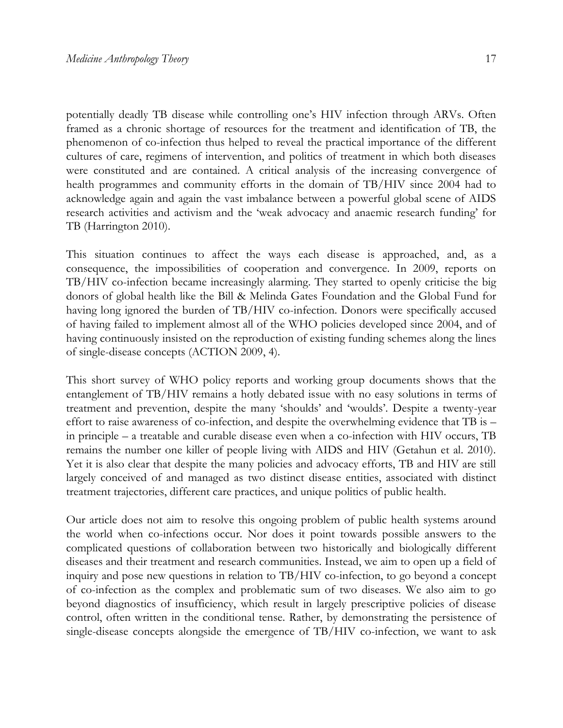potentially deadly TB disease while controlling one's HIV infection through ARVs. Often framed as a chronic shortage of resources for the treatment and identification of TB, the phenomenon of co-infection thus helped to reveal the practical importance of the different cultures of care, regimens of intervention, and politics of treatment in which both diseases were constituted and are contained. A critical analysis of the increasing convergence of health programmes and community efforts in the domain of TB/HIV since 2004 had to acknowledge again and again the vast imbalance between a powerful global scene of AIDS research activities and activism and the 'weak advocacy and anaemic research funding' for TB (Harrington 2010).

This situation continues to affect the ways each disease is approached, and, as a consequence, the impossibilities of cooperation and convergence. In 2009, reports on TB/HIV co-infection became increasingly alarming. They started to openly criticise the big donors of global health like the Bill & Melinda Gates Foundation and the Global Fund for having long ignored the burden of TB/HIV co-infection. Donors were specifically accused of having failed to implement almost all of the WHO policies developed since 2004, and of having continuously insisted on the reproduction of existing funding schemes along the lines of single-disease concepts (ACTION 2009, 4).

This short survey of WHO policy reports and working group documents shows that the entanglement of TB/HIV remains a hotly debated issue with no easy solutions in terms of treatment and prevention, despite the many 'shoulds' and 'woulds'. Despite a twenty-year effort to raise awareness of co-infection, and despite the overwhelming evidence that TB is – in principle – a treatable and curable disease even when a co-infection with HIV occurs, TB remains the number one killer of people living with AIDS and HIV (Getahun et al. 2010). Yet it is also clear that despite the many policies and advocacy efforts, TB and HIV are still largely conceived of and managed as two distinct disease entities, associated with distinct treatment trajectories, different care practices, and unique politics of public health.

Our article does not aim to resolve this ongoing problem of public health systems around the world when co-infections occur. Nor does it point towards possible answers to the complicated questions of collaboration between two historically and biologically different diseases and their treatment and research communities. Instead, we aim to open up a field of inquiry and pose new questions in relation to TB/HIV co-infection, to go beyond a concept of co-infection as the complex and problematic sum of two diseases. We also aim to go beyond diagnostics of insufficiency, which result in largely prescriptive policies of disease control, often written in the conditional tense. Rather, by demonstrating the persistence of single-disease concepts alongside the emergence of TB/HIV co-infection, we want to ask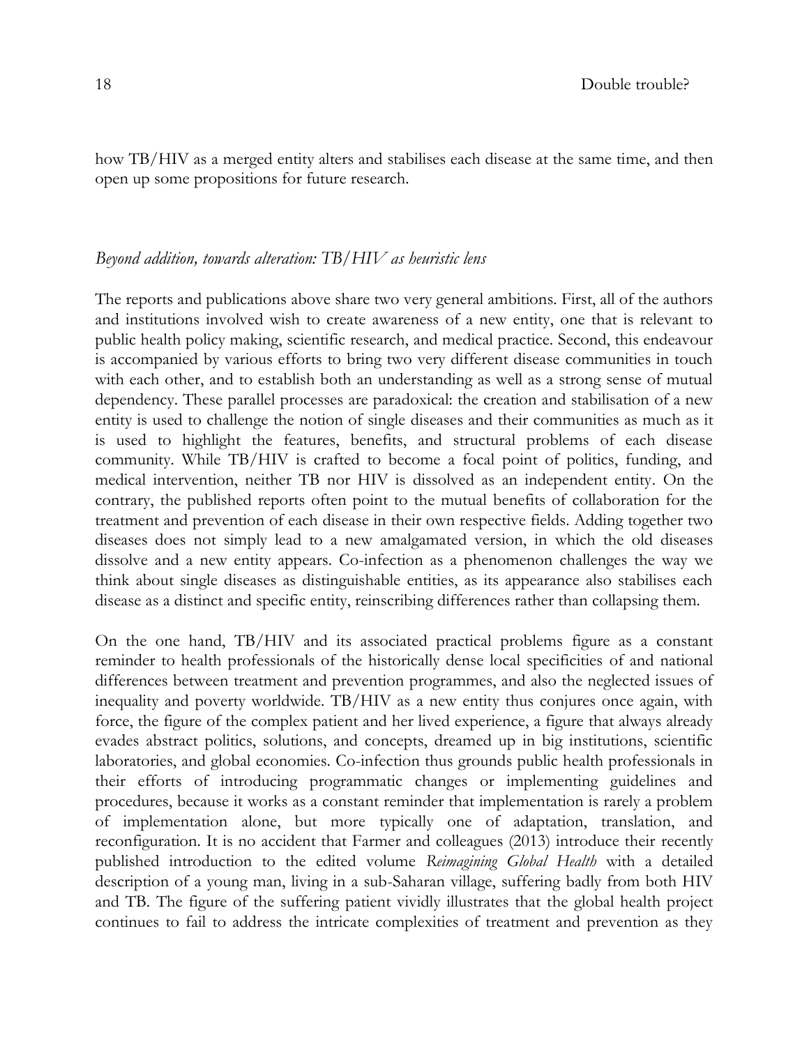how TB/HIV as a merged entity alters and stabilises each disease at the same time, and then open up some propositions for future research.

### *Beyond addition, towards alteration: TB/HIV as heuristic lens*

The reports and publications above share two very general ambitions. First, all of the authors and institutions involved wish to create awareness of a new entity, one that is relevant to public health policy making, scientific research, and medical practice. Second, this endeavour is accompanied by various efforts to bring two very different disease communities in touch with each other, and to establish both an understanding as well as a strong sense of mutual dependency. These parallel processes are paradoxical: the creation and stabilisation of a new entity is used to challenge the notion of single diseases and their communities as much as it is used to highlight the features, benefits, and structural problems of each disease community. While TB/HIV is crafted to become a focal point of politics, funding, and medical intervention, neither TB nor HIV is dissolved as an independent entity. On the contrary, the published reports often point to the mutual benefits of collaboration for the treatment and prevention of each disease in their own respective fields. Adding together two diseases does not simply lead to a new amalgamated version, in which the old diseases dissolve and a new entity appears. Co-infection as a phenomenon challenges the way we think about single diseases as distinguishable entities, as its appearance also stabilises each disease as a distinct and specific entity, reinscribing differences rather than collapsing them.

On the one hand, TB/HIV and its associated practical problems figure as a constant reminder to health professionals of the historically dense local specificities of and national differences between treatment and prevention programmes, and also the neglected issues of inequality and poverty worldwide. TB/HIV as a new entity thus conjures once again, with force, the figure of the complex patient and her lived experience, a figure that always already evades abstract politics, solutions, and concepts, dreamed up in big institutions, scientific laboratories, and global economies. Co-infection thus grounds public health professionals in their efforts of introducing programmatic changes or implementing guidelines and procedures, because it works as a constant reminder that implementation is rarely a problem of implementation alone, but more typically one of adaptation, translation, and reconfiguration. It is no accident that Farmer and colleagues (2013) introduce their recently published introduction to the edited volume *Reimagining Global Health* with a detailed description of a young man, living in a sub-Saharan village, suffering badly from both HIV and TB. The figure of the suffering patient vividly illustrates that the global health project continues to fail to address the intricate complexities of treatment and prevention as they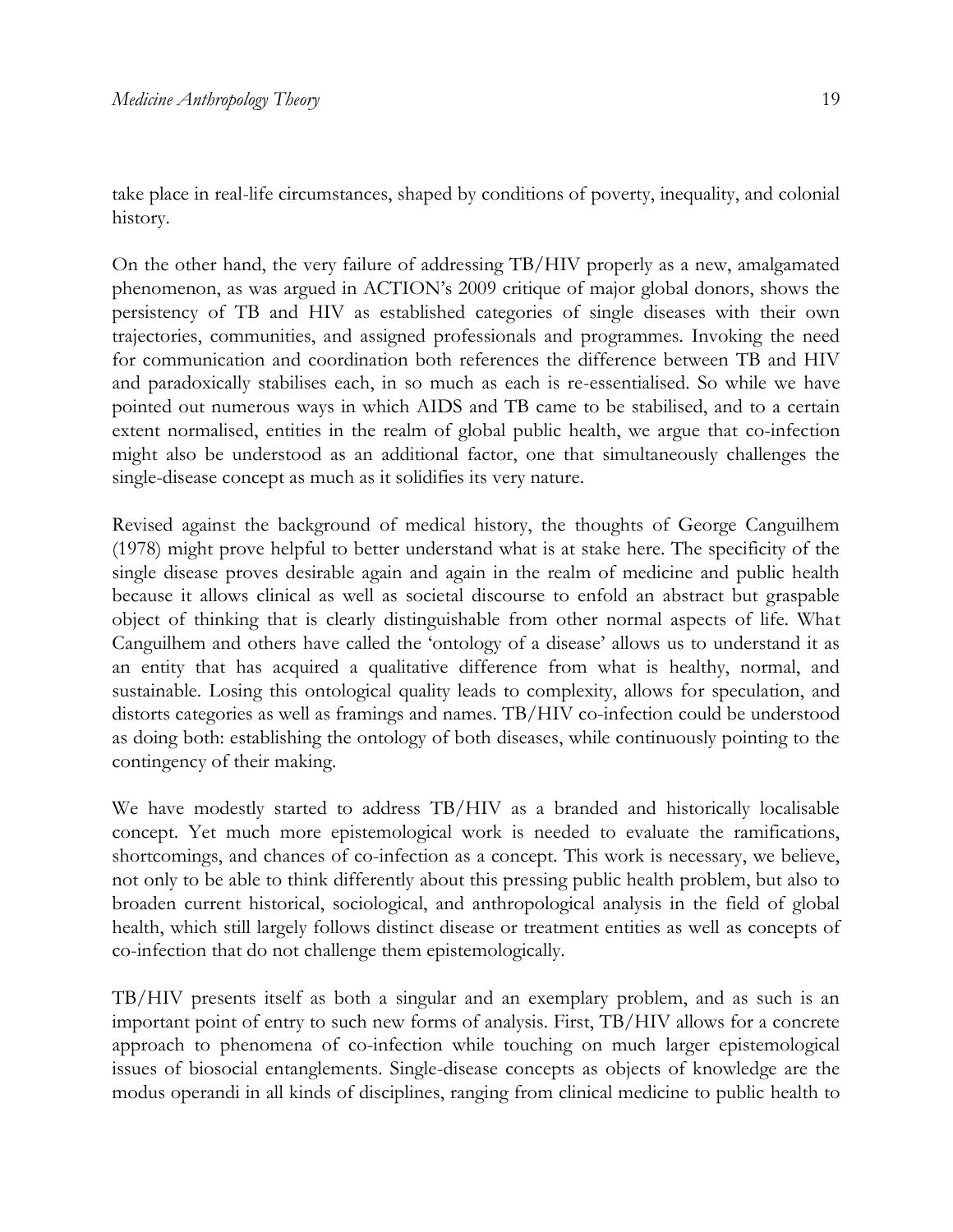take place in real-life circumstances, shaped by conditions of poverty, inequality, and colonial history.

On the other hand, the very failure of addressing TB/HIV properly as a new, amalgamated phenomenon, as was argued in ACTION's 2009 critique of major global donors, shows the persistency of TB and HIV as established categories of single diseases with their own trajectories, communities, and assigned professionals and programmes. Invoking the need for communication and coordination both references the difference between TB and HIV and paradoxically stabilises each, in so much as each is re-essentialised. So while we have pointed out numerous ways in which AIDS and TB came to be stabilised, and to a certain extent normalised, entities in the realm of global public health, we argue that co-infection might also be understood as an additional factor, one that simultaneously challenges the single-disease concept as much as it solidifies its very nature.

Revised against the background of medical history, the thoughts of George Canguilhem (1978) might prove helpful to better understand what is at stake here. The specificity of the single disease proves desirable again and again in the realm of medicine and public health because it allows clinical as well as societal discourse to enfold an abstract but graspable object of thinking that is clearly distinguishable from other normal aspects of life. What Canguilhem and others have called the 'ontology of a disease' allows us to understand it as an entity that has acquired a qualitative difference from what is healthy, normal, and sustainable. Losing this ontological quality leads to complexity, allows for speculation, and distorts categories as well as framings and names. TB/HIV co-infection could be understood as doing both: establishing the ontology of both diseases, while continuously pointing to the contingency of their making.

We have modestly started to address TB/HIV as a branded and historically localisable concept. Yet much more epistemological work is needed to evaluate the ramifications, shortcomings, and chances of co-infection as a concept. This work is necessary, we believe, not only to be able to think differently about this pressing public health problem, but also to broaden current historical, sociological, and anthropological analysis in the field of global health, which still largely follows distinct disease or treatment entities as well as concepts of co-infection that do not challenge them epistemologically.

TB/HIV presents itself as both a singular and an exemplary problem, and as such is an important point of entry to such new forms of analysis. First, TB/HIV allows for a concrete approach to phenomena of co-infection while touching on much larger epistemological issues of biosocial entanglements. Single-disease concepts as objects of knowledge are the modus operandi in all kinds of disciplines, ranging from clinical medicine to public health to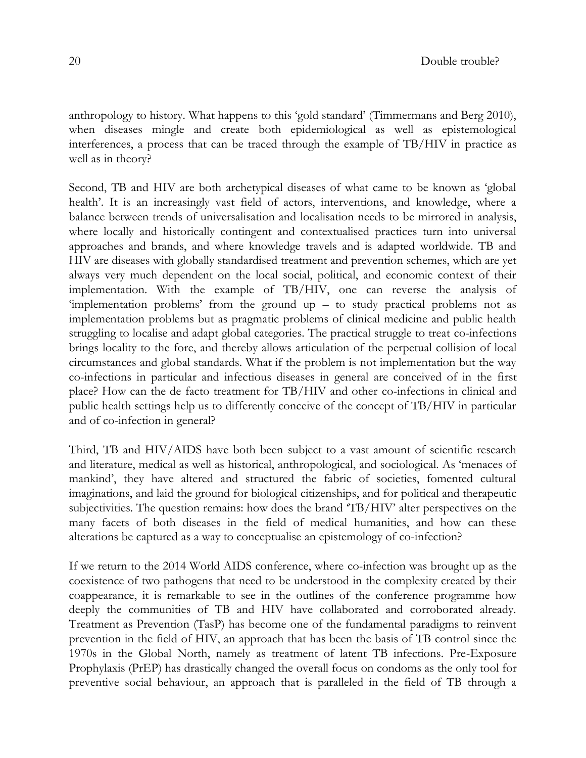anthropology to history. What happens to this 'gold standard' (Timmermans and Berg 2010), when diseases mingle and create both epidemiological as well as epistemological interferences, a process that can be traced through the example of TB/HIV in practice as well as in theory?

Second, TB and HIV are both archetypical diseases of what came to be known as 'global health'. It is an increasingly vast field of actors, interventions, and knowledge, where a balance between trends of universalisation and localisation needs to be mirrored in analysis, where locally and historically contingent and contextualised practices turn into universal approaches and brands, and where knowledge travels and is adapted worldwide. TB and HIV are diseases with globally standardised treatment and prevention schemes, which are yet always very much dependent on the local social, political, and economic context of their implementation. With the example of TB/HIV, one can reverse the analysis of 'implementation problems' from the ground up – to study practical problems not as implementation problems but as pragmatic problems of clinical medicine and public health struggling to localise and adapt global categories. The practical struggle to treat co-infections brings locality to the fore, and thereby allows articulation of the perpetual collision of local circumstances and global standards. What if the problem is not implementation but the way co-infections in particular and infectious diseases in general are conceived of in the first place? How can the de facto treatment for TB/HIV and other co-infections in clinical and public health settings help us to differently conceive of the concept of TB/HIV in particular and of co-infection in general?

Third, TB and HIV/AIDS have both been subject to a vast amount of scientific research and literature, medical as well as historical, anthropological, and sociological. As 'menaces of mankind', they have altered and structured the fabric of societies, fomented cultural imaginations, and laid the ground for biological citizenships, and for political and therapeutic subjectivities. The question remains: how does the brand 'TB/HIV' alter perspectives on the many facets of both diseases in the field of medical humanities, and how can these alterations be captured as a way to conceptualise an epistemology of co-infection?

If we return to the 2014 World AIDS conference, where co-infection was brought up as the coexistence of two pathogens that need to be understood in the complexity created by their coappearance, it is remarkable to see in the outlines of the conference programme how deeply the communities of TB and HIV have collaborated and corroborated already. Treatment as Prevention (TasP) has become one of the fundamental paradigms to reinvent prevention in the field of HIV, an approach that has been the basis of TB control since the 1970s in the Global North, namely as treatment of latent TB infections. Pre-Exposure Prophylaxis (PrEP) has drastically changed the overall focus on condoms as the only tool for preventive social behaviour, an approach that is paralleled in the field of TB through a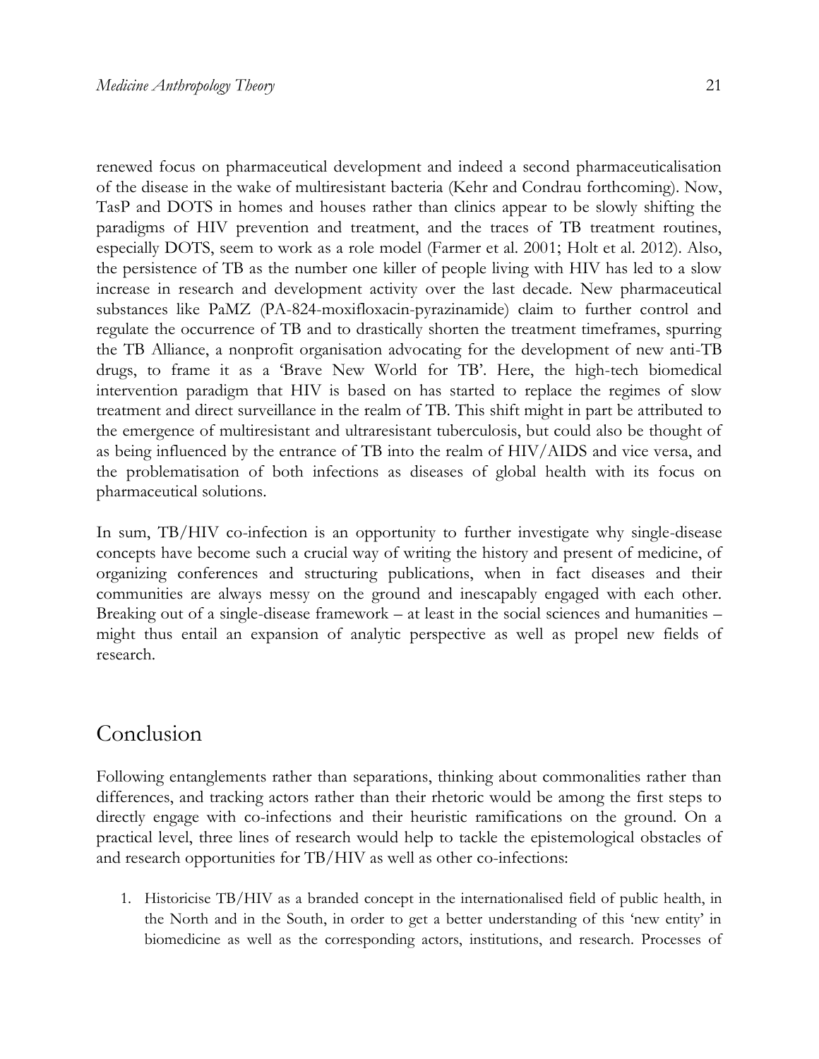renewed focus on pharmaceutical development and indeed a second pharmaceuticalisation of the disease in the wake of multiresistant bacteria (Kehr and Condrau forthcoming). Now, TasP and DOTS in homes and houses rather than clinics appear to be slowly shifting the paradigms of HIV prevention and treatment, and the traces of TB treatment routines, especially DOTS, seem to work as a role model (Farmer et al. 2001; Holt et al. 2012). Also, the persistence of TB as the number one killer of people living with HIV has led to a slow increase in research and development activity over the last decade. New pharmaceutical substances like PaMZ (PA-824-moxifloxacin-pyrazinamide) claim to further control and regulate the occurrence of TB and to drastically shorten the treatment timeframes, spurring the TB Alliance, a nonprofit organisation advocating for the development of new anti-TB drugs, to frame it as a 'Brave New World for TB'. Here, the high-tech biomedical intervention paradigm that HIV is based on has started to replace the regimes of slow treatment and direct surveillance in the realm of TB. This shift might in part be attributed to the emergence of multiresistant and ultraresistant tuberculosis, but could also be thought of as being influenced by the entrance of TB into the realm of HIV/AIDS and vice versa, and the problematisation of both infections as diseases of global health with its focus on pharmaceutical solutions.

In sum, TB/HIV co-infection is an opportunity to further investigate why single-disease concepts have become such a crucial way of writing the history and present of medicine, of organizing conferences and structuring publications, when in fact diseases and their communities are always messy on the ground and inescapably engaged with each other. Breaking out of a single-disease framework – at least in the social sciences and humanities – might thus entail an expansion of analytic perspective as well as propel new fields of research.

## Conclusion

Following entanglements rather than separations, thinking about commonalities rather than differences, and tracking actors rather than their rhetoric would be among the first steps to directly engage with co-infections and their heuristic ramifications on the ground. On a practical level, three lines of research would help to tackle the epistemological obstacles of and research opportunities for TB/HIV as well as other co-infections:

1. Historicise TB/HIV as a branded concept in the internationalised field of public health, in the North and in the South, in order to get a better understanding of this 'new entity' in biomedicine as well as the corresponding actors, institutions, and research. Processes of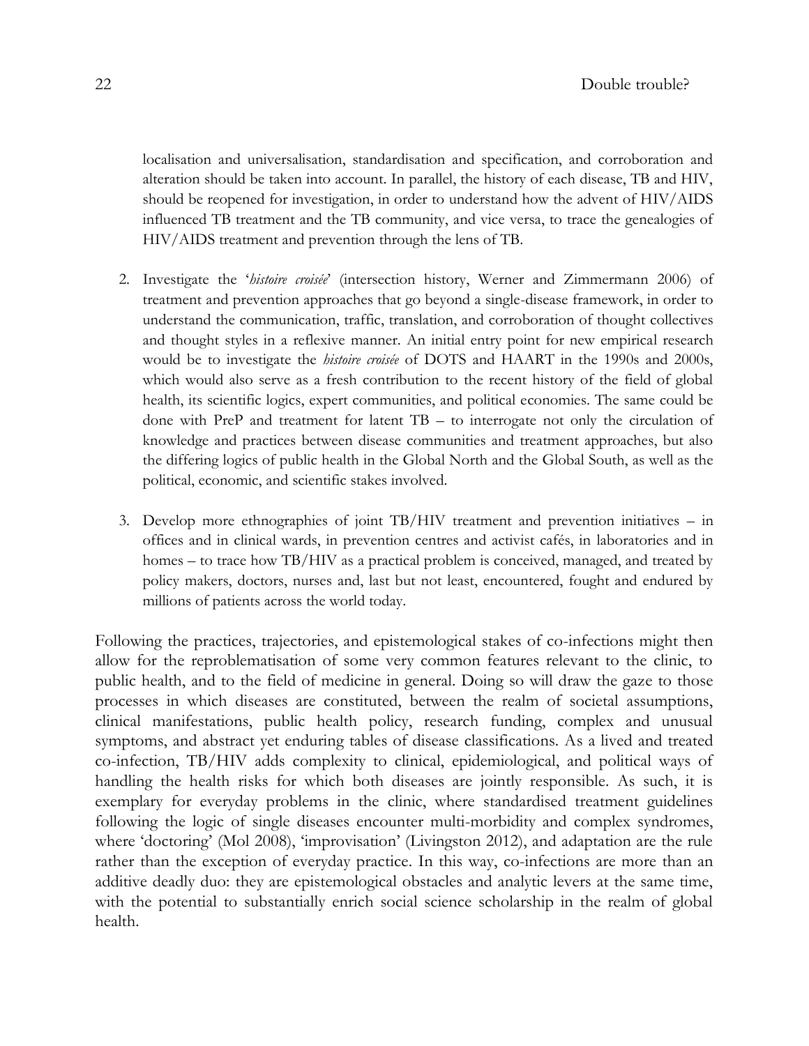localisation and universalisation, standardisation and specification, and corroboration and alteration should be taken into account. In parallel, the history of each disease, TB and HIV, should be reopened for investigation, in order to understand how the advent of HIV/AIDS influenced TB treatment and the TB community, and vice versa, to trace the genealogies of HIV/AIDS treatment and prevention through the lens of TB.

2. Investigate the '*histoire croisée*' (intersection history, Werner and Zimmermann 2006) of treatment and prevention approaches that go beyond a single-disease framework, in order to understand the communication, traffic, translation, and corroboration of thought collectives and thought styles in a reflexive manner. An initial entry point for new empirical research would be to investigate the *histoire croisée* of DOTS and HAART in the 1990s and 2000s, which would also serve as a fresh contribution to the recent history of the field of global health, its scientific logics, expert communities, and political economies. The same could be done with PreP and treatment for latent TB – to interrogate not only the circulation of knowledge and practices between disease communities and treatment approaches, but also the differing logics of public health in the Global North and the Global South, as well as the political, economic, and scientific stakes involved.

3. Develop more ethnographies of joint TB/HIV treatment and prevention initiatives – in offices and in clinical wards, in prevention centres and activist cafés, in laboratories and in homes – to trace how TB/HIV as a practical problem is conceived, managed, and treated by policy makers, doctors, nurses and, last but not least, encountered, fought and endured by millions of patients across the world today.

Following the practices, trajectories, and epistemological stakes of co-infections might then allow for the reproblematisation of some very common features relevant to the clinic, to public health, and to the field of medicine in general. Doing so will draw the gaze to those processes in which diseases are constituted, between the realm of societal assumptions, clinical manifestations, public health policy, research funding, complex and unusual symptoms, and abstract yet enduring tables of disease classifications. As a lived and treated co-infection, TB/HIV adds complexity to clinical, epidemiological, and political ways of handling the health risks for which both diseases are jointly responsible. As such, it is exemplary for everyday problems in the clinic, where standardised treatment guidelines following the logic of single diseases encounter multi-morbidity and complex syndromes, where 'doctoring' (Mol 2008), 'improvisation' (Livingston 2012), and adaptation are the rule rather than the exception of everyday practice. In this way, co-infections are more than an additive deadly duo: they are epistemological obstacles and analytic levers at the same time, with the potential to substantially enrich social science scholarship in the realm of global health.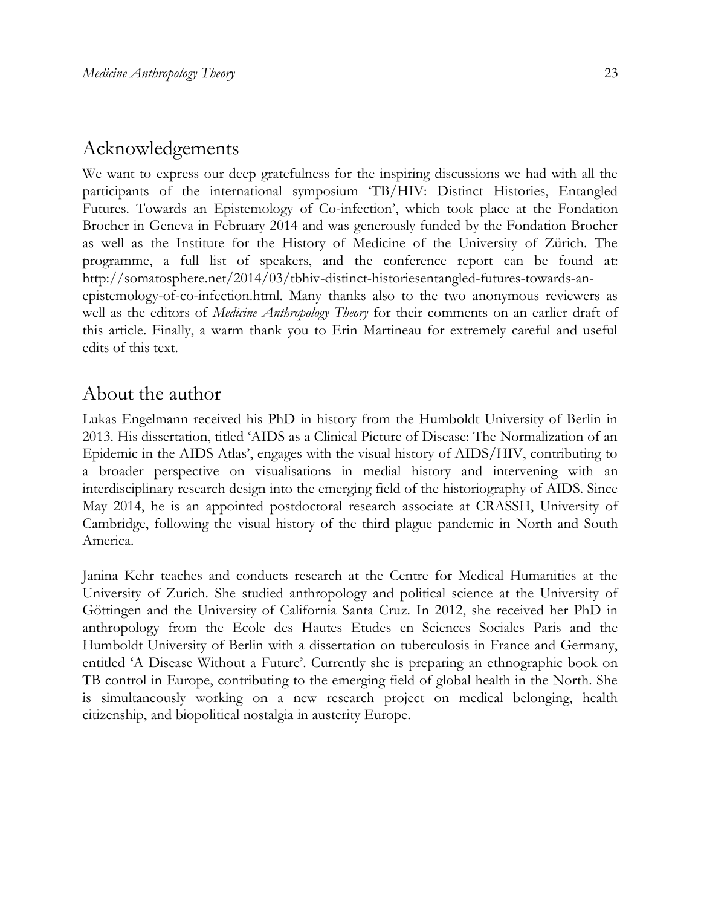## Acknowledgements

We want to express our deep gratefulness for the inspiring discussions we had with all the participants of the international symposium 'TB/HIV: Distinct Histories, Entangled Futures. Towards an Epistemology of Co-infection', which took place at the Fondation Brocher in Geneva in February 2014 and was generously funded by the Fondation Brocher as well as the Institute for the History of Medicine of the University of Zürich. The programme, a full list of speakers, and the conference report can be found at: http://somatosphere.net/2014/03/tbhiv-distinct-historiesentangled-futures-towards-an-epistemology-of-co-infection.html. Many thanks also to the two anonymous reviewers as well as the editors of *Medicine Anthropology Theory* for their comments on an earlier draft of this article. Finally, a warm thank you to Erin Martineau for extremely careful and useful edits of this text.

## About the author

Lukas Engelmann received his PhD in history from the Humboldt University of Berlin in 2013. His dissertation, titled 'AIDS as a Clinical Picture of Disease: The Normalization of an Epidemic in the AIDS Atlas', engages with the visual history of AIDS/HIV, contributing to a broader perspective on visualisations in medial history and intervening with an interdisciplinary research design into the emerging field of the historiography of AIDS. Since May 2014, he is an appointed postdoctoral research associate at CRASSH, University of Cambridge, following the visual history of the third plague pandemic in North and South America.

Janina Kehr teaches and conducts research at the Centre for Medical Humanities at the University of Zurich. She studied anthropology and political science at the University of Göttingen and the University of California Santa Cruz. In 2012, she received her PhD in anthropology from the Ecole des Hautes Etudes en Sciences Sociales Paris and the Humboldt University of Berlin with a dissertation on tuberculosis in France and Germany, entitled 'A Disease Without a Future'. Currently she is preparing an ethnographic book on TB control in Europe, contributing to the emerging field of global health in the North. She is simultaneously working on a new research project on medical belonging, health citizenship, and biopolitical nostalgia in austerity Europe.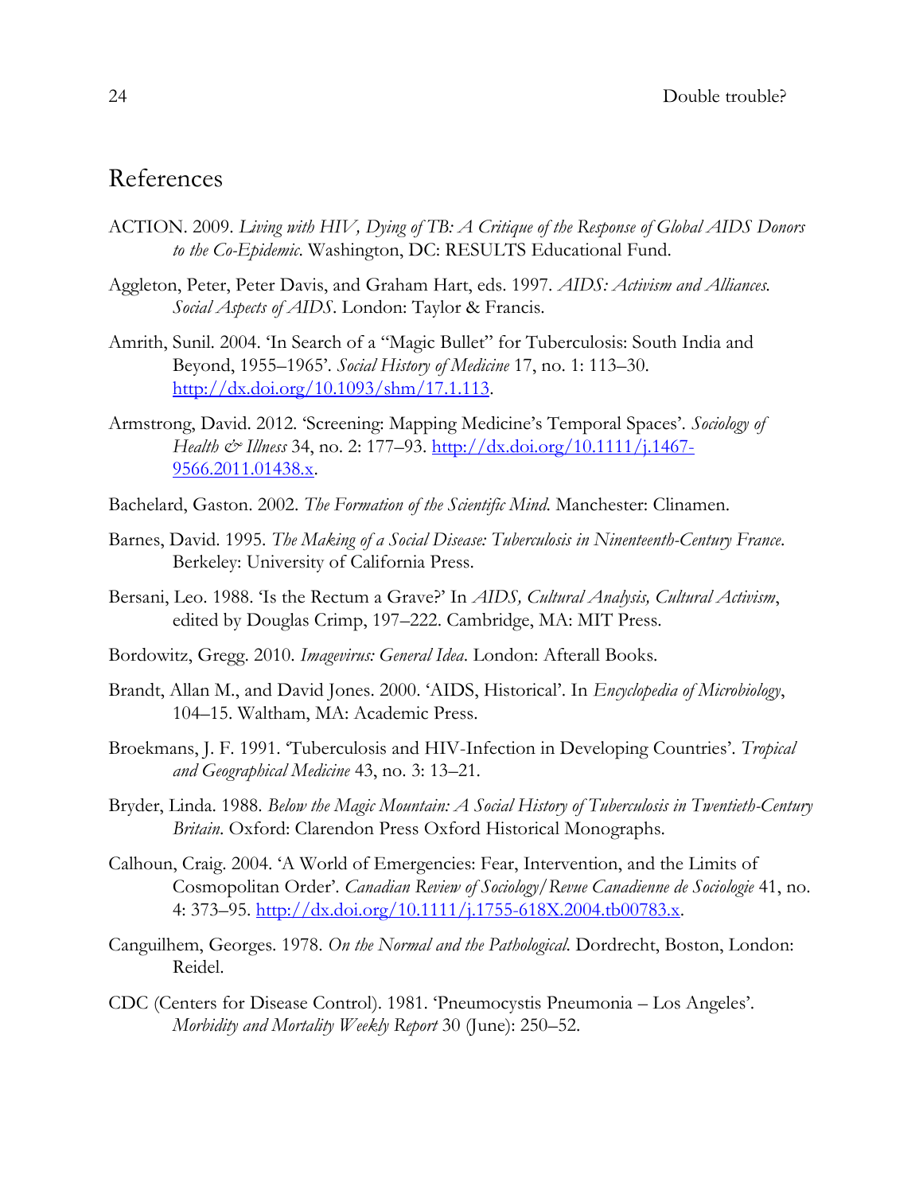# References

ACTION. 2009. *Living with HIV, Dying of TB: A Critique of the Response of Global AIDS Donors to the Co-Epidemic*. Washington, DC: RESULTS Educational Fund.

Aggleton, Peter, Peter Davis, and Graham Hart, eds. 1997. *AIDS: Activism and Alliances. Social Aspects of AIDS*. London: Taylor & Francis.

Amrith, Sunil. 2004. 'In Search of a "Magic Bullet" for Tuberculosis: South India and Beyond, 1955–1965'. *Social History of Medicine* 17, no. 1: 113–30. http://dx.doi.org/10.1093/shm/17.1.113.

Armstrong, David. 2012. 'Screening: Mapping Medicine's Temporal Spaces'. *Sociology of Health & Illness* 34, no. 2: 177–93. http://dx.doi.org/10.1111/j.1467-9566.2011.01438.x.

Bachelard, Gaston. 2002. *The Formation of the Scientific Mind.* Manchester: Clinamen.

Barnes, David. 1995. *The Making of a Social Disease: Tuberculosis in Ninenteenth-Century France.* Berkeley: University of California Press.

Bersani, Leo. 1988. 'Is the Rectum a Grave?' In *AIDS, Cultural Analysis, Cultural Activism*, edited by Douglas Crimp, 197–222. Cambridge, MA: MIT Press.

Bordowitz, Gregg. 2010. *Imagevirus: General Idea*. London: Afterall Books.

Brandt, Allan M., and David Jones. 2000. 'AIDS, Historical'. In *Encyclopedia of Microbiology*, 104–15. Waltham, MA: Academic Press.

Broekmans, J. F. 1991. 'Tuberculosis and HIV-Infection in Developing Countries'. *Tropical and Geographical Medicine* 43, no. 3: 13–21.

Bryder, Linda. 1988. *Below the Magic Mountain: A Social History of Tuberculosis in Twentieth-Century Britain.* Oxford: Clarendon Press Oxford Historical Monographs.

Calhoun, Craig. 2004. 'A World of Emergencies: Fear, Intervention, and the Limits of Cosmopolitan Order'. *Canadian Review of Sociology/Revue Canadienne de Sociologie* 41, no. 4: 373–95. http://dx.doi.org/10.1111/j.1755-618X.2004.tb00783.x.

Canguilhem, Georges. 1978. *On the Normal and the Pathological.* Dordrecht, Boston, London: Reidel.

CDC (Centers for Disease Control). 1981. 'Pneumocystis Pneumonia – Los Angeles'. *Morbidity and Mortality Weekly Report* 30 (June): 250–52.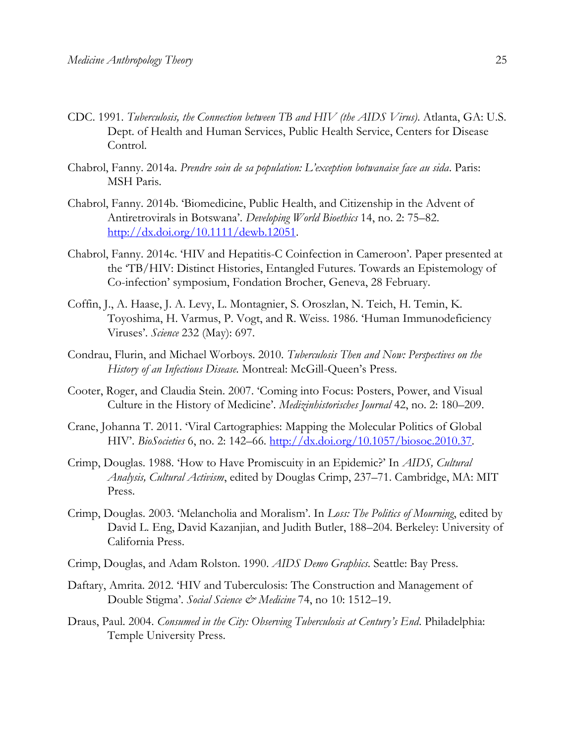CDC. 1991. *Tuberculosis, the Connection between TB and HIV (the AIDS Virus)*. Atlanta, GA: U.S. Dept. of Health and Human Services, Public Health Service, Centers for Disease Control.

Chabrol, Fanny. 2014a. *Prendre soin de sa population: L'exception botwanaise face au sida*. Paris: MSH Paris.

Chabrol, Fanny. 2014b. 'Biomedicine, Public Health, and Citizenship in the Advent of Antiretrovirals in Botswana'. *Developing World Bioethics* 14, no. 2: 75–82. http://dx.doi.org/10.1111/dewb.12051.

Chabrol, Fanny. 2014c. 'HIV and Hepatitis-C Coinfection in Cameroon'. Paper presented at the 'TB/HIV: Distinct Histories, Entangled Futures. Towards an Epistemology of Co-infection' symposium, Fondation Brocher, Geneva, 28 February.

Coffin, J., A. Haase, J. A. Levy, L. Montagnier, S. Oroszlan, N. Teich, H. Temin, K. Toyoshima, H. Varmus, P. Vogt, and R. Weiss. 1986. 'Human Immunodeficiency Viruses'. *Science* 232 (May): 697.

Condrau, Flurin, and Michael Worboys. 2010. *Tuberculosis Then and Now: Perspectives on the History of an Infectious Disease.* Montreal: McGill-Queen's Press.

Cooter, Roger, and Claudia Stein. 2007. 'Coming into Focus: Posters, Power, and Visual Culture in the History of Medicine'. *Medizinhistorisches Journal* 42, no. 2: 180–209.

Crane, Johanna T. 2011. 'Viral Cartographies: Mapping the Molecular Politics of Global HIV'. *BioSocieties* 6, no. 2: 142–66. http://dx.doi.org/10.1057/biosoc.2010.37.

Crimp, Douglas. 1988. 'How to Have Promiscuity in an Epidemic?' In *AIDS, Cultural Analysis, Cultural Activism*, edited by Douglas Crimp, 237–71. Cambridge, MA: MIT Press.

Crimp, Douglas. 2003. 'Melancholia and Moralism'. In *Loss: The Politics of Mourning*, edited by David L. Eng, David Kazanjian, and Judith Butler, 188–204. Berkeley: University of California Press.

Crimp, Douglas, and Adam Rolston. 1990. *AIDS Demo Graphics.* Seattle: Bay Press.

Daftary, Amrita. 2012. 'HIV and Tuberculosis: The Construction and Management of Double Stigma'. *Social Science & Medicine* 74, no 10: 1512–19.

Draus, Paul. 2004. *Consumed in the City: Observing Tuberculosis at Century's End*. Philadelphia: Temple University Press.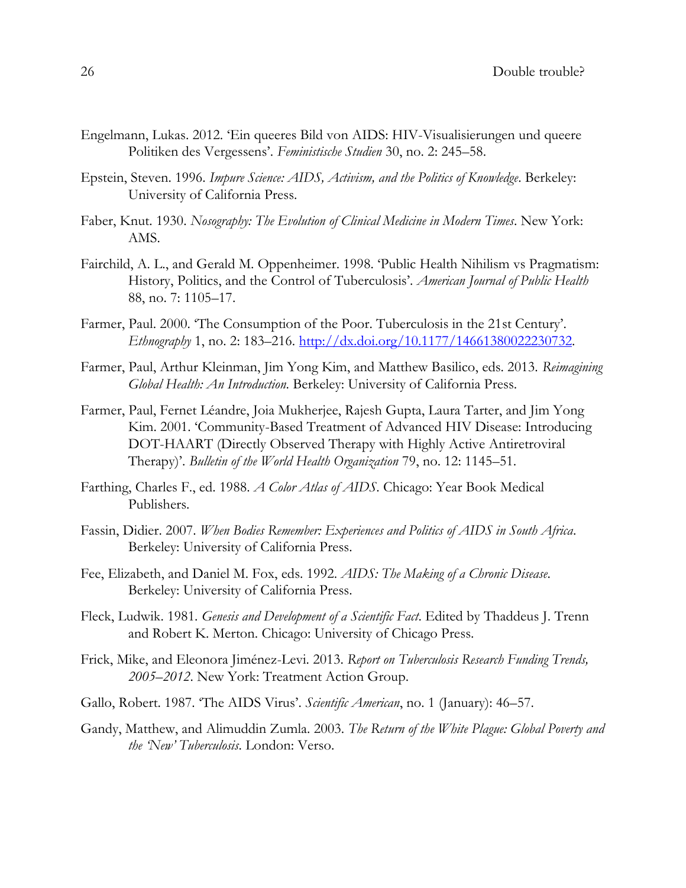Engelmann, Lukas. 2012. 'Ein queeres Bild von AIDS: HIV-Visualisierungen und queere Politiken des Vergessens'. *Feministische Studien* 30, no. 2: 245–58.

Epstein, Steven. 1996. *Impure Science: AIDS, Activism, and the Politics of Knowledge*. Berkeley: University of California Press.

Faber, Knut. 1930. *Nosography: The Evolution of Clinical Medicine in Modern Times*. New York: AMS.

Fairchild, A. L., and Gerald M. Oppenheimer. 1998. 'Public Health Nihilism vs Pragmatism: History, Politics, and the Control of Tuberculosis'. *American Journal of Public Health* 88, no. 7: 1105–17.

Farmer, Paul. 2000. 'The Consumption of the Poor. Tuberculosis in the 21st Century'. *Ethnography* 1, no. 2: 183–216. http://dx.doi.org/10.1177/14661380022230732.

Farmer, Paul, Arthur Kleinman, Jim Yong Kim, and Matthew Basilico, eds. 2013. *Reimagining Global Health: An Introduction*. Berkeley: University of California Press.

Farmer, Paul, Fernet Léandre, Joia Mukherjee, Rajesh Gupta, Laura Tarter, and Jim Yong Kim. 2001. 'Community-Based Treatment of Advanced HIV Disease: Introducing DOT-HAART (Directly Observed Therapy with Highly Active Antiretroviral Therapy)'. *Bulletin of the World Health Organization* 79, no. 12: 1145–51.

Farthing, Charles F., ed. 1988. *A Color Atlas of AIDS*. Chicago: Year Book Medical Publishers.

Fassin, Didier. 2007. *When Bodies Remember: Experiences and Politics of AIDS in South Africa*. Berkeley: University of California Press.

Fee, Elizabeth, and Daniel M. Fox, eds. 1992. *AIDS: The Making of a Chronic Disease*. Berkeley: University of California Press.

Fleck, Ludwik. 1981. *Genesis and Development of a Scientific Fact*. Edited by Thaddeus J. Trenn and Robert K. Merton. Chicago: University of Chicago Press.

Frick, Mike, and Eleonora Jiménez-Levi. 2013. *Report on Tuberculosis Research Funding Trends, 2005–2012*. New York: Treatment Action Group.

Gallo, Robert. 1987. 'The AIDS Virus'. *Scientific American*, no. 1 (January): 46–57.

Gandy, Matthew, and Alimuddin Zumla. 2003. *The Return of the White Plague: Global Poverty and the 'New' Tuberculosis*. London: Verso.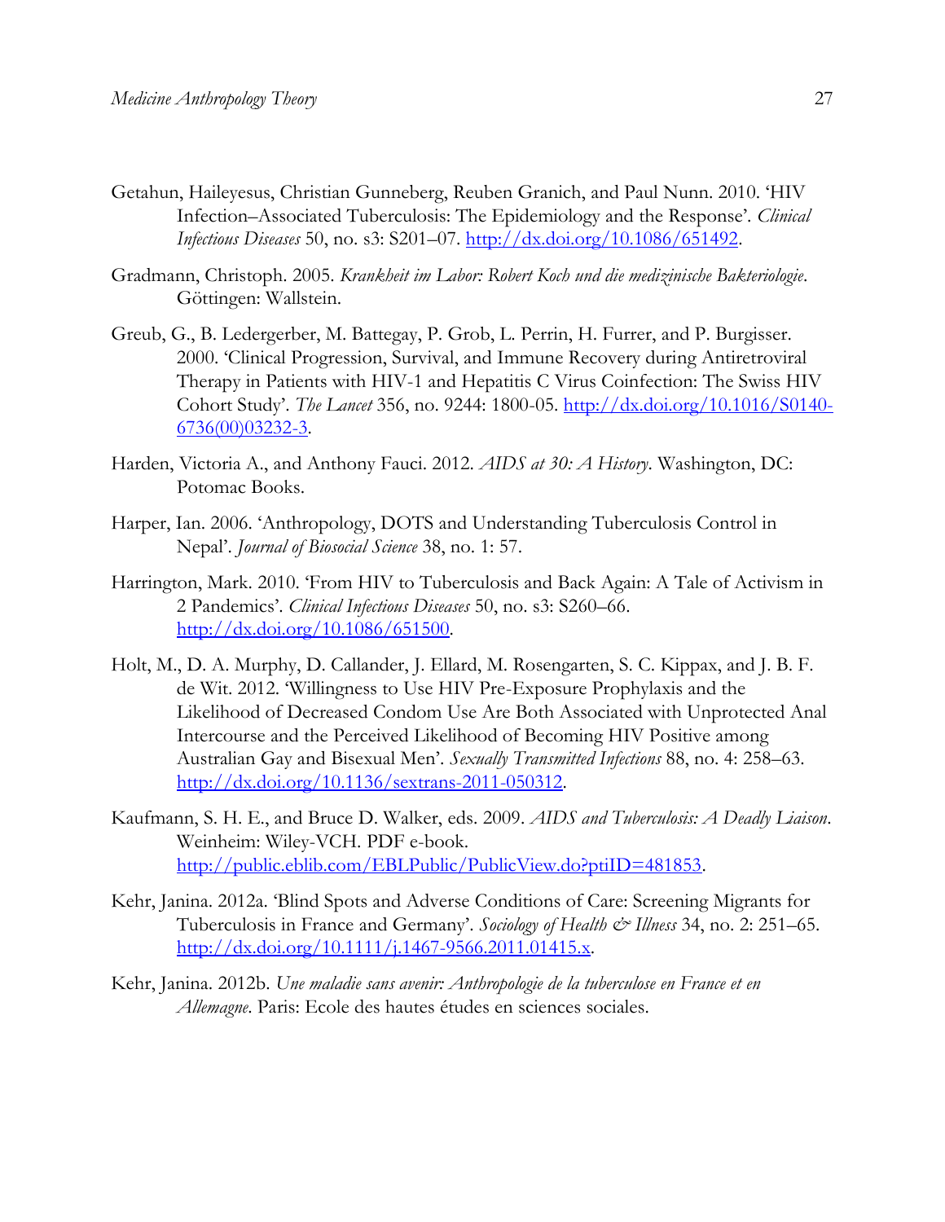Getahun, Haileyesus, Christian Gunneberg, Reuben Granich, and Paul Nunn. 2010. 'HIV Infection–Associated Tuberculosis: The Epidemiology and the Response'. *Clinical Infectious Diseases* 50, no. s3: S201–07. http://dx.doi.org/10.1086/651492.

Gradmann, Christoph. 2005. *Krankheit im Labor: Robert Koch und die medizinische Bakteriologie*. Göttingen: Wallstein.

Greub, G., B. Ledergerber, M. Battegay, P. Grob, L. Perrin, H. Furrer, and P. Burgisser. 2000. 'Clinical Progression, Survival, and Immune Recovery during Antiretroviral Therapy in Patients with HIV-1 and Hepatitis C Virus Coinfection: The Swiss HIV Cohort Study'. *The Lancet* 356, no. 9244: 1800-05. http://dx.doi.org/10.1016/S0140-6736(00)03232-3.

Harden, Victoria A., and Anthony Fauci. 2012. *AIDS at 30: A History*. Washington, DC: Potomac Books.

Harper, Ian. 2006. 'Anthropology, DOTS and Understanding Tuberculosis Control in Nepal'. *Journal of Biosocial Science* 38, no. 1: 57.

Harrington, Mark. 2010. 'From HIV to Tuberculosis and Back Again: A Tale of Activism in 2 Pandemics'. *Clinical Infectious Diseases* 50, no. s3: S260–66. http://dx.doi.org/10.1086/651500.

Holt, M., D. A. Murphy, D. Callander, J. Ellard, M. Rosengarten, S. C. Kippax, and J. B. F. de Wit. 2012. 'Willingness to Use HIV Pre-Exposure Prophylaxis and the Likelihood of Decreased Condom Use Are Both Associated with Unprotected Anal Intercourse and the Perceived Likelihood of Becoming HIV Positive among Australian Gay and Bisexual Men'. *Sexually Transmitted Infections* 88, no. 4: 258–63. http://dx.doi.org/10.1136/sextrans-2011-050312.

Kaufmann, S. H. E., and Bruce D. Walker, eds. 2009. *AIDS and Tuberculosis: A Deadly Liaison*. Weinheim: Wiley-VCH. PDF e-book. http://public.eblib.com/EBLPublic/PublicView.do?ptiID=481853.

Kehr, Janina. 2012a. 'Blind Spots and Adverse Conditions of Care: Screening Migrants for Tuberculosis in France and Germany'. *Sociology of Health & Illness* 34, no. 2: 251–65. http://dx.doi.org/10.1111/j.1467-9566.2011.01415.x.

Kehr, Janina. 2012b. *Une maladie sans avenir: Anthropologie de la tuberculose en France et en Allemagne*. Paris: Ecole des hautes études en sciences sociales.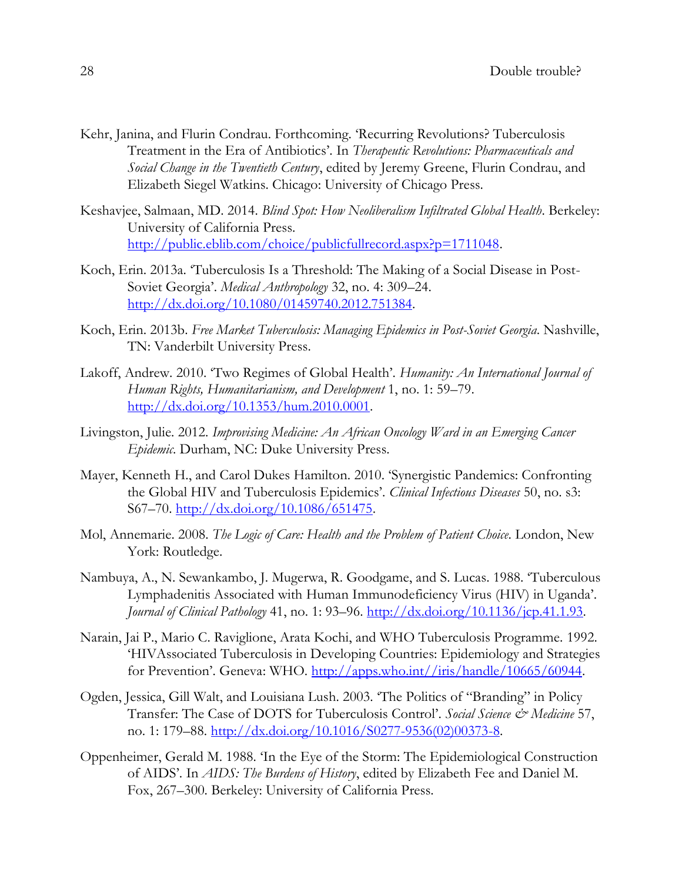Kehr, Janina, and Flurin Condrau. Forthcoming. 'Recurring Revolutions? Tuberculosis Treatment in the Era of Antibiotics'. In *Therapeutic Revolutions: Pharmaceuticals and Social Change in the Twentieth Century*, edited by Jeremy Greene, Flurin Condrau, and Elizabeth Siegel Watkins. Chicago: University of Chicago Press.

Keshavjee, Salmaan, MD. 2014. *Blind Spot: How Neoliberalism Infiltrated Global Health*. Berkeley: University of California Press. http://public.eblib.com/choice/publicfullrecord.aspx?p=1711048.

Koch, Erin. 2013a. 'Tuberculosis Is a Threshold: The Making of a Social Disease in Post-Soviet Georgia'. *Medical Anthropology* 32, no. 4: 309–24. http://dx.doi.org/10.1080/01459740.2012.751384.

Koch, Erin. 2013b. *Free Market Tuberculosis: Managing Epidemics in Post-Soviet Georgia*. Nashville, TN: Vanderbilt University Press.

Lakoff, Andrew. 2010. 'Two Regimes of Global Health'. *Humanity: An International Journal of Human Rights, Humanitarianism, and Development* 1, no. 1: 59–79. http://dx.doi.org/10.1353/hum.2010.0001.

Livingston, Julie. 2012. *Improvising Medicine: An African Oncology Ward in an Emerging Cancer Epidemic*. Durham, NC: Duke University Press.

Mayer, Kenneth H., and Carol Dukes Hamilton. 2010. 'Synergistic Pandemics: Confronting the Global HIV and Tuberculosis Epidemics'. *Clinical Infectious Diseases* 50, no. s3: S67–70. http://dx.doi.org/10.1086/651475.

Mol, Annemarie. 2008. *The Logic of Care: Health and the Problem of Patient Choice*. London, New York: Routledge.

Nambuya, A., N. Sewankambo, J. Mugerwa, R. Goodgame, and S. Lucas. 1988. 'Tuberculous Lymphadenitis Associated with Human Immunodeficiency Virus (HIV) in Uganda'. *Journal of Clinical Pathology* 41, no. 1: 93–96. http://dx.doi.org/10.1136/jcp.41.1.93.

Narain, Jai P., Mario C. Raviglione, Arata Kochi, and WHO Tuberculosis Programme. 1992. 'HIVAssociated Tuberculosis in Developing Countries: Epidemiology and Strategies for Prevention'. Geneva: WHO. http://apps.who.int//iris/handle/10665/60944.

Ogden, Jessica, Gill Walt, and Louisiana Lush. 2003. 'The Politics of "Branding" in Policy Transfer: The Case of DOTS for Tuberculosis Control'. *Social Science & Medicine* 57, no. 1: 179–88. http://dx.doi.org/10.1016/S0277-9536(02)00373-8.

Oppenheimer, Gerald M. 1988. 'In the Eye of the Storm: The Epidemiological Construction of AIDS'. In *AIDS: The Burdens of History*, edited by Elizabeth Fee and Daniel M. Fox, 267–300. Berkeley: University of California Press.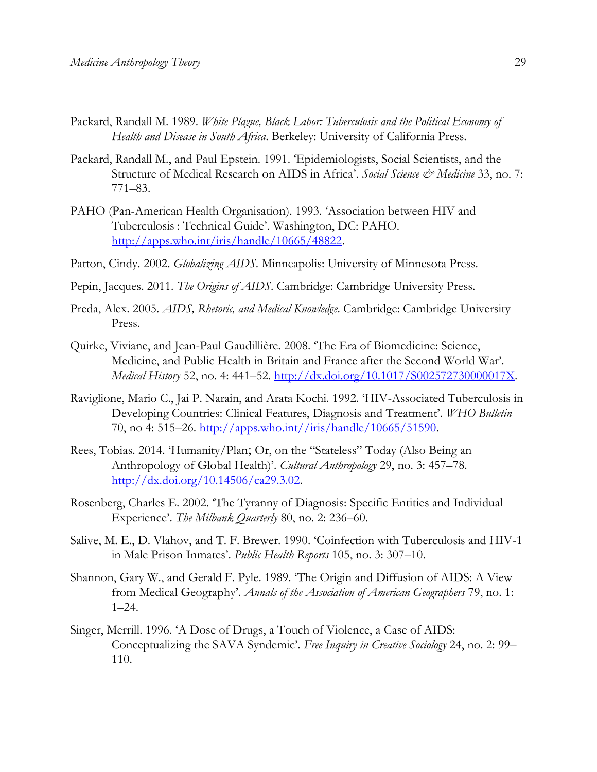Packard, Randall M. 1989. *White Plague, Black Labor: Tuberculosis and the Political Economy of Health and Disease in South Africa*. Berkeley: University of California Press.

Packard, Randall M., and Paul Epstein. 1991. 'Epidemiologists, Social Scientists, and the Structure of Medical Research on AIDS in Africa'. *Social Science & Medicine* 33, no. 7: 771–83.

PAHO (Pan-American Health Organisation). 1993. 'Association between HIV and Tuberculosis : Technical Guide'. Washington, DC: PAHO. http://apps.who.int/iris/handle/10665/48822.

Patton, Cindy. 2002. *Globalizing AIDS*. Minneapolis: University of Minnesota Press.

Pepin, Jacques. 2011. *The Origins of AIDS*. Cambridge: Cambridge University Press.

Preda, Alex. 2005. *AIDS, Rhetoric, and Medical Knowledge*. Cambridge: Cambridge University Press.

Quirke, Viviane, and Jean-Paul Gaudillière. 2008. 'The Era of Biomedicine: Science, Medicine, and Public Health in Britain and France after the Second World War'. *Medical History* 52, no. 4: 441–52. http://dx.doi.org/10.1017/S002572730000017X.

Raviglione, Mario C., Jai P. Narain, and Arata Kochi. 1992. 'HIV-Associated Tuberculosis in Developing Countries: Clinical Features, Diagnosis and Treatment'. *WHO Bulletin* 70, no 4: 515–26. http://apps.who.int//iris/handle/10665/51590.

Rees, Tobias. 2014. 'Humanity/Plan; Or, on the "Stateless" Today (Also Being an Anthropology of Global Health)'. *Cultural Anthropology* 29, no. 3: 457–78. http://dx.doi.org/10.14506/ca29.3.02.

Rosenberg, Charles E. 2002. 'The Tyranny of Diagnosis: Specific Entities and Individual Experience'. *The Milbank Quarterly* 80, no. 2: 236–60.

Salive, M. E., D. Vlahov, and T. F. Brewer. 1990. 'Coinfection with Tuberculosis and HIV-1 in Male Prison Inmates'. *Public Health Reports* 105, no. 3: 307–10.

Shannon, Gary W., and Gerald F. Pyle. 1989. 'The Origin and Diffusion of AIDS: A View from Medical Geography'. *Annals of the Association of American Geographers* 79, no. 1: 1–24.

Singer, Merrill. 1996. 'A Dose of Drugs, a Touch of Violence, a Case of AIDS: Conceptualizing the SAVA Syndemic'. *Free Inquiry in Creative Sociology* 24, no. 2: 99–110.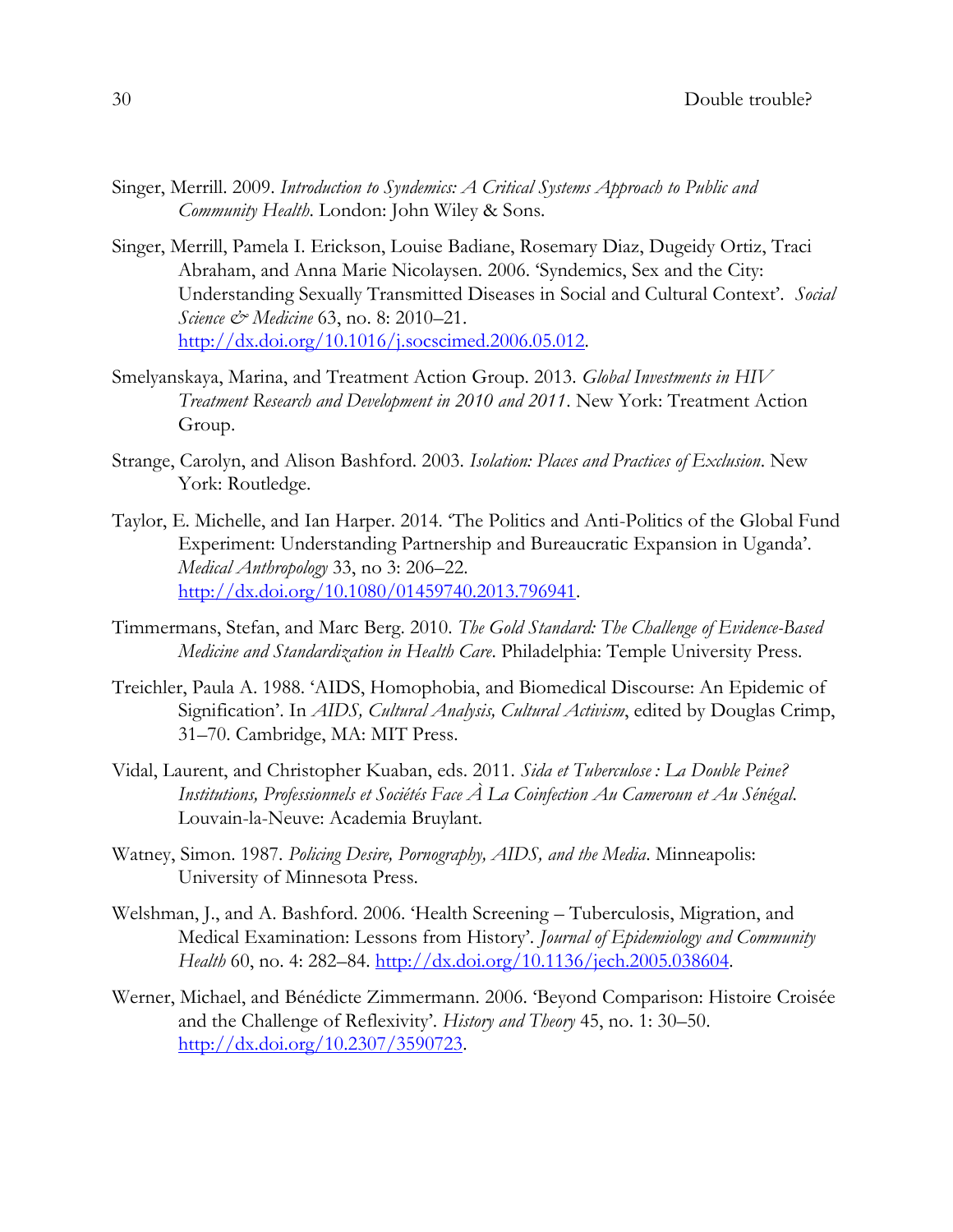Singer, Merrill. 2009. *Introduction to Syndemics: A Critical Systems Approach to Public and Community Health*. London: John Wiley & Sons.

Singer, Merrill, Pamela I. Erickson, Louise Badiane, Rosemary Diaz, Dugeidy Ortiz, Traci Abraham, and Anna Marie Nicolaysen. 2006. 'Syndemics, Sex and the City: Understanding Sexually Transmitted Diseases in Social and Cultural Context'. *Social Science & Medicine* 63, no. 8: 2010–21. http://dx.doi.org/10.1016/j.socscimed.2006.05.012.

Smelyanskaya, Marina, and Treatment Action Group. 2013. *Global Investments in HIV Treatment Research and Development in 2010 and 2011*. New York: Treatment Action Group.

Strange, Carolyn, and Alison Bashford. 2003. *Isolation: Places and Practices of Exclusion*. New York: Routledge.

Taylor, E. Michelle, and Ian Harper. 2014. 'The Politics and Anti-Politics of the Global Fund Experiment: Understanding Partnership and Bureaucratic Expansion in Uganda'. *Medical Anthropology* 33, no 3: 206–22. http://dx.doi.org/10.1080/01459740.2013.796941.

Timmermans, Stefan, and Marc Berg. 2010. *The Gold Standard: The Challenge of Evidence-Based Medicine and Standardization in Health Care*. Philadelphia: Temple University Press.

Treichler, Paula A. 1988. 'AIDS, Homophobia, and Biomedical Discourse: An Epidemic of Signification'. In *AIDS, Cultural Analysis, Cultural Activism*, edited by Douglas Crimp, 31–70. Cambridge, MA: MIT Press.

Vidal, Laurent, and Christopher Kuaban, eds. 2011. *Sida et Tuberculose : La Double Peine? Institutions, Professionnels et Sociétés Face À La Coinfection Au Cameroun et Au Sénégal*. Louvain-la-Neuve: Academia Bruylant.

Watney, Simon. 1987. *Policing Desire, Pornography, AIDS, and the Media*. Minneapolis: University of Minnesota Press.

Welshman, J., and A. Bashford. 2006. 'Health Screening – Tuberculosis, Migration, and Medical Examination: Lessons from History'. *Journal of Epidemiology and Community Health* 60, no. 4: 282–84. http://dx.doi.org/10.1136/jech.2005.038604.

Werner, Michael, and Bénédicte Zimmermann. 2006. 'Beyond Comparison: Histoire Croisée and the Challenge of Reflexivity'. *History and Theory* 45, no. 1: 30–50. http://dx.doi.org/10.2307/3590723.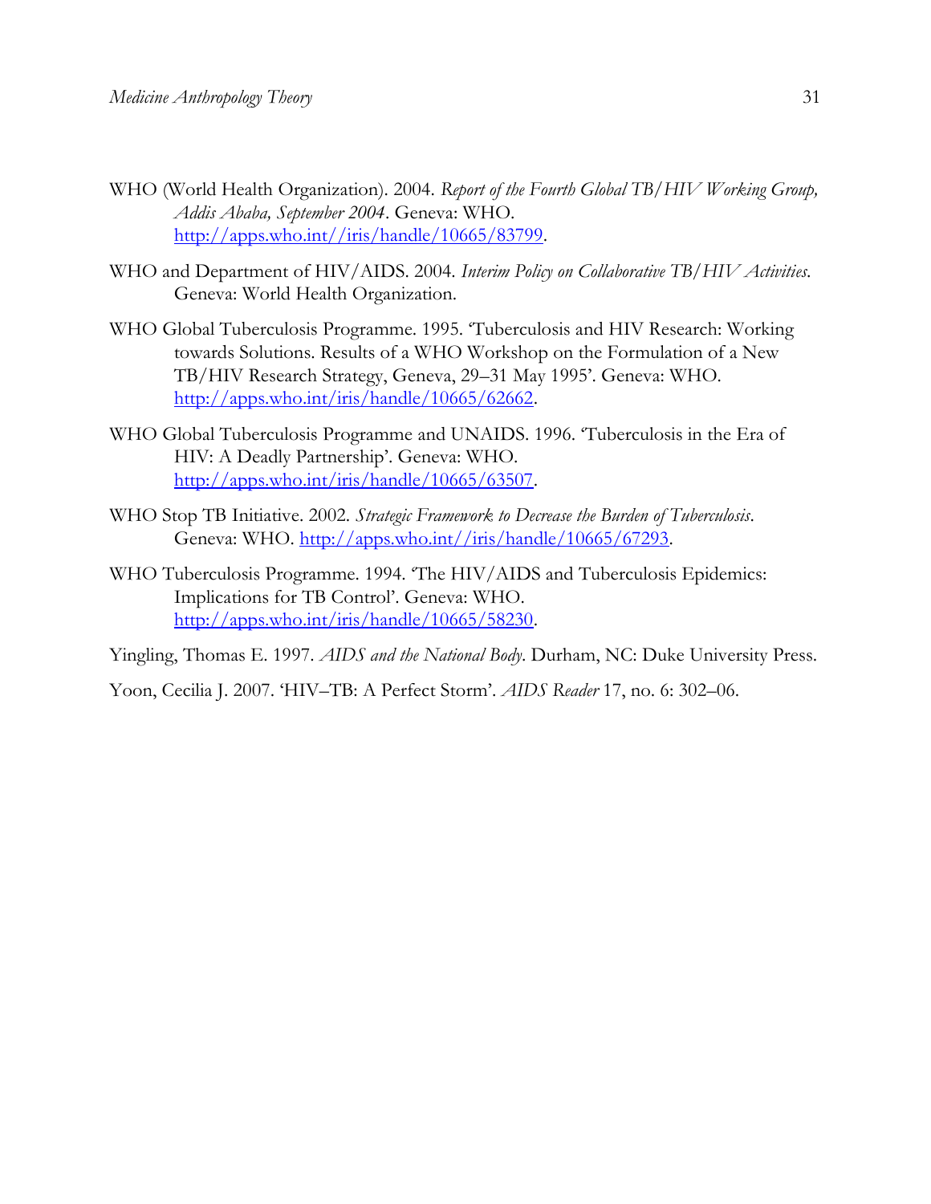WHO (World Health Organization). 2004. *Report of the Fourth Global TB/HIV Working Group, Addis Ababa, September 2004*. Geneva: WHO. http://apps.who.int//iris/handle/10665/83799.

WHO and Department of HIV/AIDS. 2004. *Interim Policy on Collaborative TB/HIV Activities*. Geneva: World Health Organization.

WHO Global Tuberculosis Programme. 1995. 'Tuberculosis and HIV Research: Working towards Solutions. Results of a WHO Workshop on the Formulation of a New TB/HIV Research Strategy, Geneva, 29–31 May 1995'. Geneva: WHO. http://apps.who.int/iris/handle/10665/62662.

WHO Global Tuberculosis Programme and UNAIDS. 1996. 'Tuberculosis in the Era of HIV: A Deadly Partnership'. Geneva: WHO. http://apps.who.int/iris/handle/10665/63507.

WHO Stop TB Initiative. 2002. *Strategic Framework to Decrease the Burden of Tuberculosis*. Geneva: WHO. http://apps.who.int//iris/handle/10665/67293.

WHO Tuberculosis Programme. 1994. 'The HIV/AIDS and Tuberculosis Epidemics: Implications for TB Control'. Geneva: WHO. http://apps.who.int/iris/handle/10665/58230.

Yingling, Thomas E. 1997. *AIDS and the National Body*. Durham, NC: Duke University Press.

Yoon, Cecilia J. 2007. 'HIV–TB: A Perfect Storm'. *AIDS Reader* 17, no. 6: 302–06.